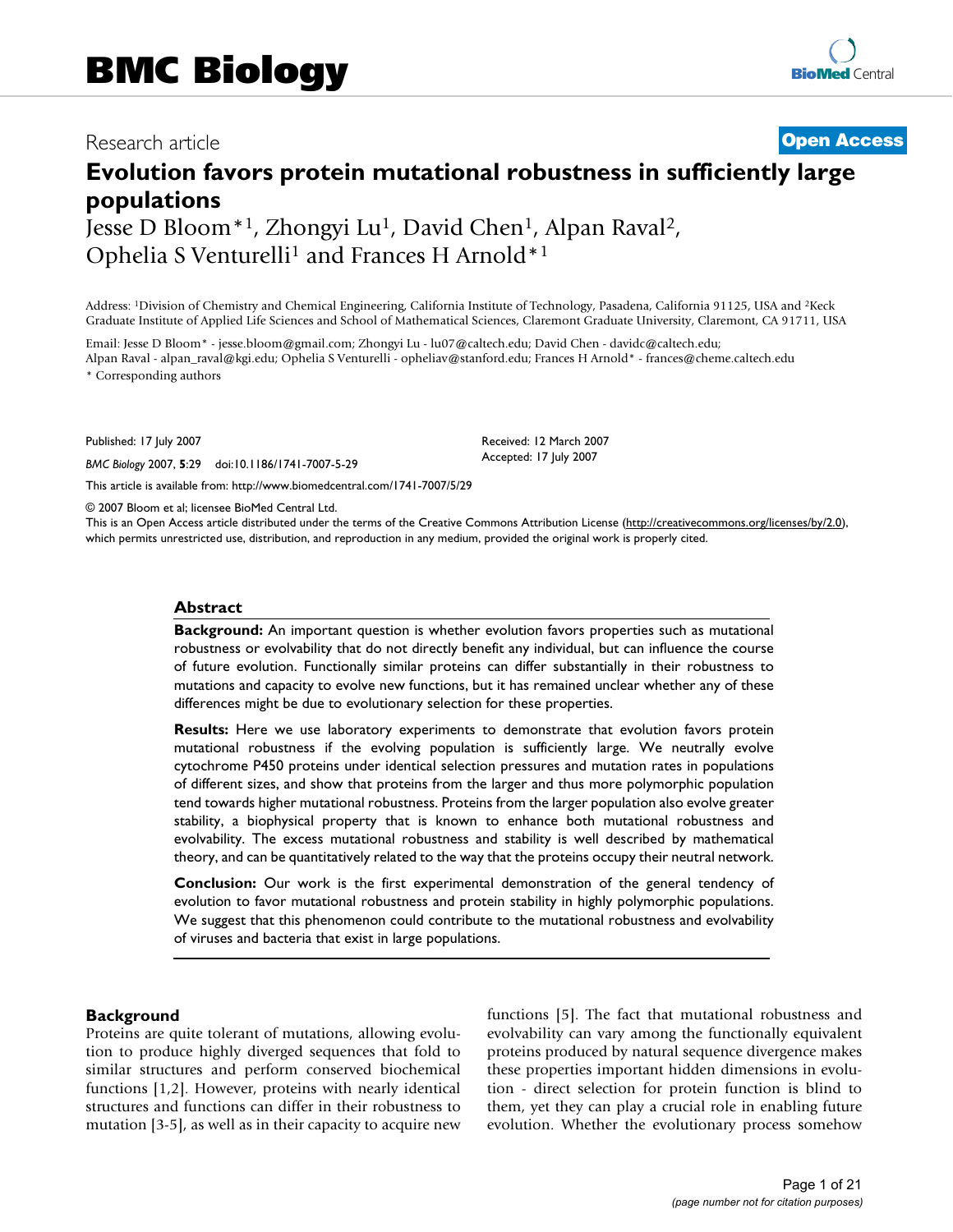Research article

**Open Access**

# Evolution favors protein mutational robustness in sufficiently large populations

Jesse D Bloom*[1], Zhongyi Lu[1], David Chen[1], Alpan Raval[2], Ophelia S Venturelli[1] and Frances H Arnold*[1]

Address: [1]Division of Chemistry and Chemical Engineering, California Institute of Technology, Pasadena, California 91125, USA and [2]Keck Graduate Institute of Applied Life Sciences and School of Mathematical Sciences, Claremont Graduate University, Claremont, CA 91711, USA

Email: Jesse D Bloom* - jesse.bloom@gmail.com; Zhongyi Lu - lu07@caltech.edu; David Chen - davidc@caltech.edu; Alpan Raval - alpan_raval@kgi.edu; Ophelia S Venturelli - opheliav@stanford.edu; Frances H Arnold* - frances@cheme.caltech.edu

* Corresponding authors

Published: 17 July 2007

*BMC Biology* 2007, **5**:29 doi:10.1186/1741-7007-5-29

Received: 12 March 2007
Accepted: 17 July 2007

This article is available from: http://www.biomedcentral.com/1741-7007/5/29

© 2007 Bloom et al; licensee BioMed Central Ltd.
This is an Open Access article distributed under the terms of the Creative Commons Attribution License (http://creativecommons.org/licenses/by/2.0), which permits unrestricted use, distribution, and reproduction in any medium, provided the original work is properly cited.

## Abstract

**Background:** An important question is whether evolution favors properties such as mutational robustness or evolvability that do not directly benefit any individual, but can influence the course of future evolution. Functionally similar proteins can differ substantially in their robustness to mutations and capacity to evolve new functions, but it has remained unclear whether any of these differences might be due to evolutionary selection for these properties.

**Results:** Here we use laboratory experiments to demonstrate that evolution favors protein mutational robustness if the evolving population is sufficiently large. We neutrally evolve cytochrome P450 proteins under identical selection pressures and mutation rates in populations of different sizes, and show that proteins from the larger and thus more polymorphic population tend towards higher mutational robustness. Proteins from the larger population also evolve greater stability, a biophysical property that is known to enhance both mutational robustness and evolvability. The excess mutational robustness and stability is well described by mathematical theory, and can be quantitatively related to the way that the proteins occupy their neutral network.

**Conclusion:** Our work is the first experimental demonstration of the general tendency of evolution to favor mutational robustness and protein stability in highly polymorphic populations. We suggest that this phenomenon could contribute to the mutational robustness and evolvability of viruses and bacteria that exist in large populations.

## Background

Proteins are quite tolerant of mutations, allowing evolution to produce highly diverged sequences that fold to similar structures and perform conserved biochemical functions [1,2]. However, proteins with nearly identical structures and functions can differ in their robustness to mutation [3-5], as well as in their capacity to acquire new functions [5]. The fact that mutational robustness and evolvability can vary among the functionally equivalent proteins produced by natural sequence divergence makes these properties important hidden dimensions in evolution - direct selection for protein function is blind to them, yet they can play a crucial role in enabling future evolution. Whether the evolutionary process somehow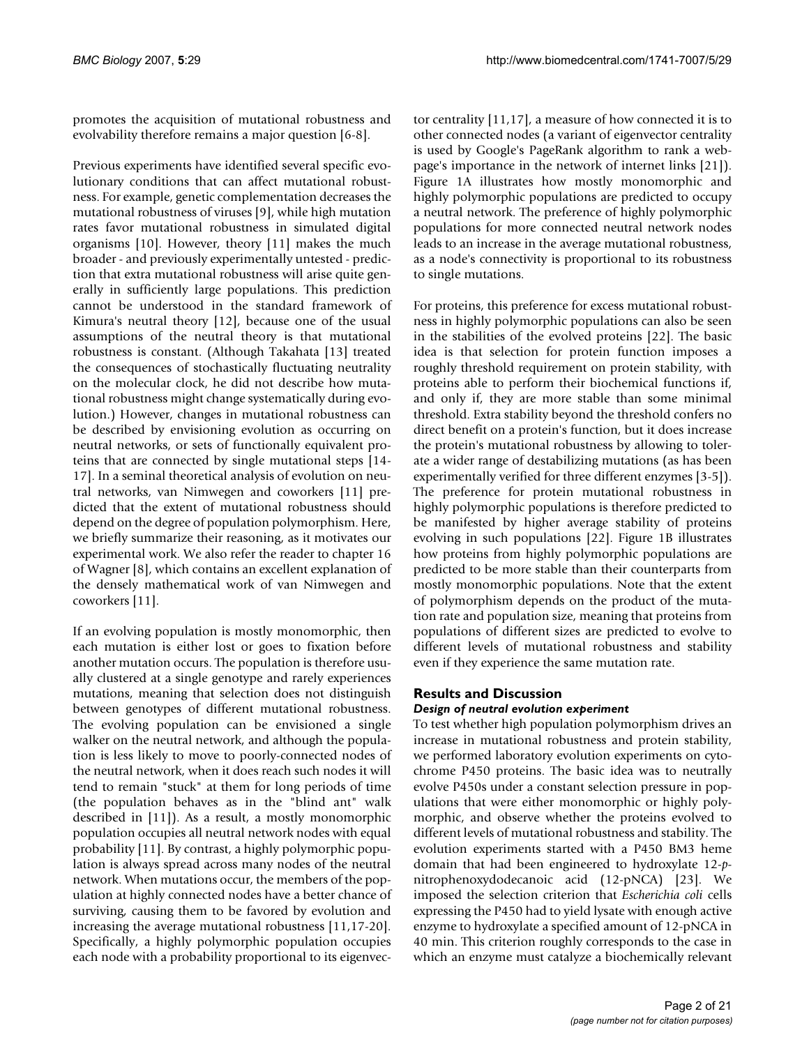promotes the acquisition of mutational robustness and evolvability therefore remains a major question [6-8].

Previous experiments have identified several specific evolutionary conditions that can affect mutational robustness. For example, genetic complementation decreases the mutational robustness of viruses [9], while high mutation rates favor mutational robustness in simulated digital organisms [10]. However, theory [11] makes the much broader - and previously experimentally untested - prediction that extra mutational robustness will arise quite generally in sufficiently large populations. This prediction cannot be understood in the standard framework of Kimura's neutral theory [12], because one of the usual assumptions of the neutral theory is that mutational robustness is constant. (Although Takahata [13] treated the consequences of stochastically fluctuating neutrality on the molecular clock, he did not describe how mutational robustness might change systematically during evolution.) However, changes in mutational robustness can be described by envisioning evolution as occurring on neutral networks, or sets of functionally equivalent proteins that are connected by single mutational steps [14-17]. In a seminal theoretical analysis of evolution on neutral networks, van Nimwegen and coworkers [11] predicted that the extent of mutational robustness should depend on the degree of population polymorphism. Here, we briefly summarize their reasoning, as it motivates our experimental work. We also refer the reader to chapter 16 of Wagner [8], which contains an excellent explanation of the densely mathematical work of van Nimwegen and coworkers [11].

If an evolving population is mostly monomorphic, then each mutation is either lost or goes to fixation before another mutation occurs. The population is therefore usually clustered at a single genotype and rarely experiences mutations, meaning that selection does not distinguish between genotypes of different mutational robustness. The evolving population can be envisioned a single walker on the neutral network, and although the population is less likely to move to poorly-connected nodes of the neutral network, when it does reach such nodes it will tend to remain "stuck" at them for long periods of time (the population behaves as in the "blind ant" walk described in [11]). As a result, a mostly monomorphic population occupies all neutral network nodes with equal probability [11]. By contrast, a highly polymorphic population is always spread across many nodes of the neutral network. When mutations occur, the members of the population at highly connected nodes have a better chance of surviving, causing them to be favored by evolution and increasing the average mutational robustness [11,17-20]. Specifically, a highly polymorphic population occupies each node with a probability proportional to its eigenvector centrality [11,17], a measure of how connected it is to other connected nodes (a variant of eigenvector centrality is used by Google's PageRank algorithm to rank a webpage's importance in the network of internet links [21]). Figure 1A illustrates how mostly monomorphic and highly polymorphic populations are predicted to occupy a neutral network. The preference of highly polymorphic populations for more connected neutral network nodes leads to an increase in the average mutational robustness, as a node's connectivity is proportional to its robustness to single mutations.

For proteins, this preference for excess mutational robustness in highly polymorphic populations can also be seen in the stabilities of the evolved proteins [22]. The basic idea is that selection for protein function imposes a roughly threshold requirement on protein stability, with proteins able to perform their biochemical functions if, and only if, they are more stable than some minimal threshold. Extra stability beyond the threshold confers no direct benefit on a protein's function, but it does increase the protein's mutational robustness by allowing to tolerate a wider range of destabilizing mutations (as has been experimentally verified for three different enzymes [3-5]). The preference for protein mutational robustness in highly polymorphic populations is therefore predicted to be manifested by higher average stability of proteins evolving in such populations [22]. Figure 1B illustrates how proteins from highly polymorphic populations are predicted to be more stable than their counterparts from mostly monomorphic populations. Note that the extent of polymorphism depends on the product of the mutation rate and population size, meaning that proteins from populations of different sizes are predicted to evolve to different levels of mutational robustness and stability even if they experience the same mutation rate.

## Results and Discussion

### *Design of neutral evolution experiment*

To test whether high population polymorphism drives an increase in mutational robustness and protein stability, we performed laboratory evolution experiments on cytochrome P450 proteins. The basic idea was to neutrally evolve P450s under a constant selection pressure in populations that were either monomorphic or highly polymorphic, and observe whether the proteins evolved to different levels of mutational robustness and stability. The evolution experiments started with a P450 BM3 heme domain that had been engineered to hydroxylate 12-*p*-nitrophenoxydodecanoic acid (12-pNCA) [23]. We imposed the selection criterion that *Escherichia coli* cells expressing the P450 had to yield lysate with enough active enzyme to hydroxylate a specified amount of 12-pNCA in 40 min. This criterion roughly corresponds to the case in which an enzyme must catalyze a biochemically relevant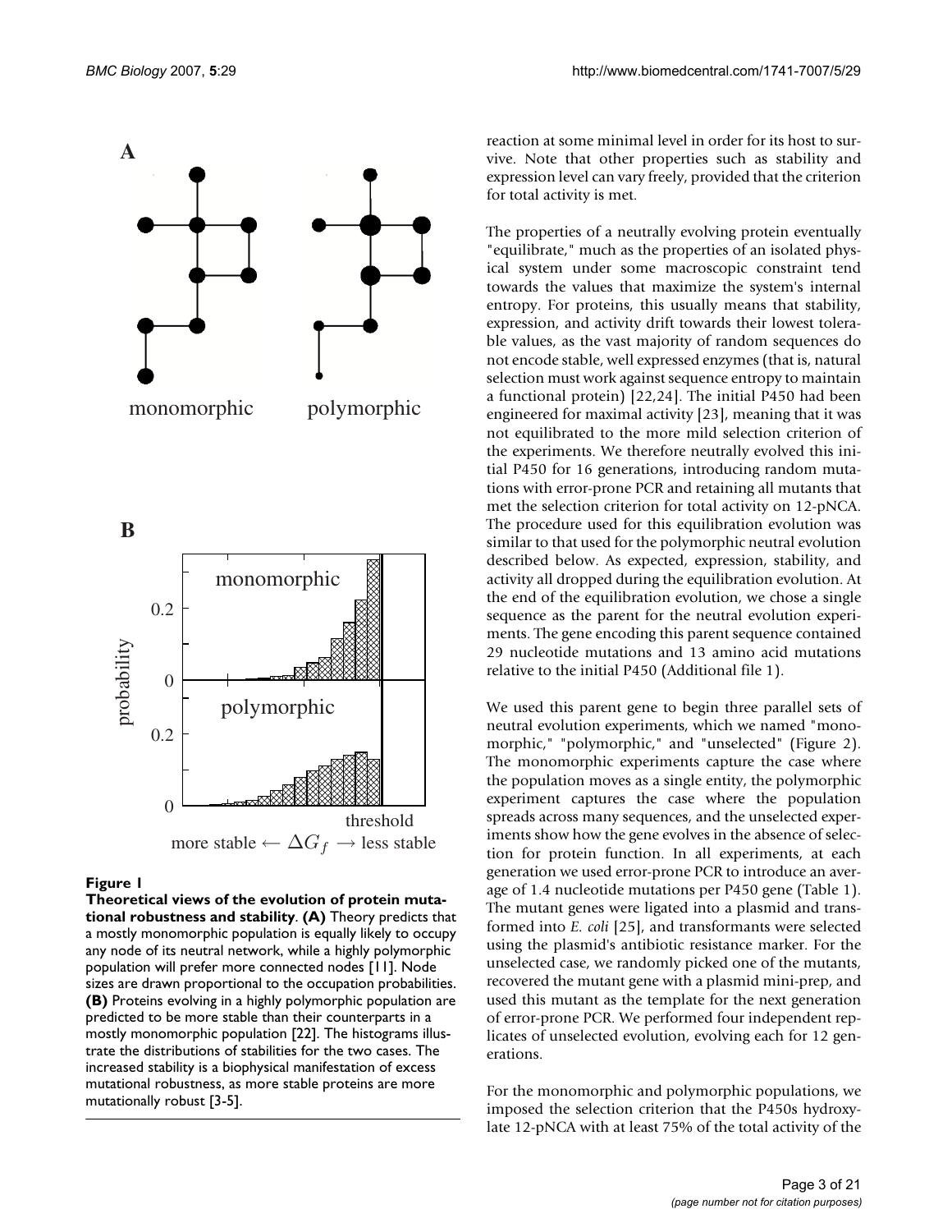**Figure 1**

**Theoretical views of the evolution of protein mutational robustness and stability**. **(A)** Theory predicts that a mostly monomorphic population is equally likely to occupy any node of its neutral network, while a highly polymorphic population will prefer more connected nodes [11]. Node sizes are drawn proportional to the occupation probabilities. **(B)** Proteins evolving in a highly polymorphic population are predicted to be more stable than their counterparts in a mostly monomorphic population [22]. The histograms illustrate the distributions of stabilities for the two cases. The increased stability is a biophysical manifestation of excess mutational robustness, as more stable proteins are more mutationally robust [3-5].

reaction at some minimal level in order for its host to survive. Note that other properties such as stability and expression level can vary freely, provided that the criterion for total activity is met.

The properties of a neutrally evolving protein eventually "equilibrate," much as the properties of an isolated physical system under some macroscopic constraint tend towards the values that maximize the system's internal entropy. For proteins, this usually means that stability, expression, and activity drift towards their lowest tolerable values, as the vast majority of random sequences do not encode stable, well expressed enzymes (that is, natural selection must work against sequence entropy to maintain a functional protein) [22,24]. The initial P450 had been engineered for maximal activity [23], meaning that it was not equilibrated to the more mild selection criterion of the experiments. We therefore neutrally evolved this initial P450 for 16 generations, introducing random mutations with error-prone PCR and retaining all mutants that met the selection criterion for total activity on 12-pNCA. The procedure used for this equilibration evolution was similar to that used for the polymorphic neutral evolution described below. As expected, expression, stability, and activity all dropped during the equilibration evolution. At the end of the equilibration evolution, we chose a single sequence as the parent for the neutral evolution experiments. The gene encoding this parent sequence contained 29 nucleotide mutations and 13 amino acid mutations relative to the initial P450 (Additional file 1).

We used this parent gene to begin three parallel sets of neutral evolution experiments, which we named "monomorphic," "polymorphic," and "unselected" (Figure 2). The monomorphic experiments capture the case where the population moves as a single entity, the polymorphic experiment captures the case where the population spreads across many sequences, and the unselected experiments show how the gene evolves in the absence of selection for protein function. In all experiments, at each generation we used error-prone PCR to introduce an average of 1.4 nucleotide mutations per P450 gene (Table 1). The mutant genes were ligated into a plasmid and transformed into *E. coli* [25], and transformants were selected using the plasmid's antibiotic resistance marker. For the unselected case, we randomly picked one of the mutants, recovered the mutant gene with a plasmid mini-prep, and used this mutant as the template for the next generation of error-prone PCR. We performed four independent replicates of unselected evolution, evolving each for 12 generations.

For the monomorphic and polymorphic populations, we imposed the selection criterion that the P450s hydroxylate 12-pNCA with at least 75% of the total activity of the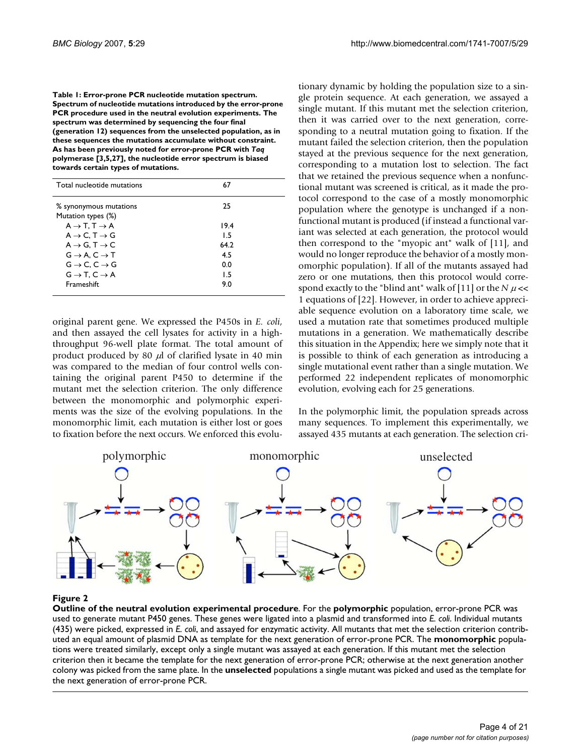**Table 1: Error-prone PCR nucleotide mutation spectrum. Spectrum of nucleotide mutations introduced by the error-prone PCR procedure used in the neutral evolution experiments. The spectrum was determined by sequencing the four final (generation 12) sequences from the unselected population, as in these sequences the mutations accumulate without constraint. As has been previously noted for error-prone PCR with *Taq* polymerase [3,5,27], the nucleotide error spectrum is biased towards certain types of mutations.**

| Total nucleotide mutations | 67 |
|---|---|
| % synonymous mutations | 25 |
| Mutation types (%) | |
| A → T, T → A | 19.4 |
| A → C, T → G | 1.5 |
| A → G, T → C | 64.2 |
| G → A, C → T | 4.5 |
| G → C, C → G | 0.0 |
| G → T, C → A | 1.5 |
| Frameshift | 9.0 |

original parent gene. We expressed the P450s in *E. coli*, and then assayed the cell lysates for activity in a high-throughput 96-well plate format. The total amount of product produced by 80 $\mu$l of clarified lysate in 40 min was compared to the median of four control wells containing the original parent P450 to determine if the mutant met the selection criterion. The only difference between the monomorphic and polymorphic experiments was the size of the evolving populations. In the monomorphic limit, each mutation is either lost or goes to fixation before the next occurs. We enforced this evolutionary dynamic by holding the population size to a single protein sequence. At each generation, we assayed a single mutant. If this mutant met the selection criterion, then it was carried over to the next generation, corresponding to a neutral mutation going to fixation. If the mutant failed the selection criterion, then the population stayed at the previous sequence for the next generation, corresponding to a mutation lost to selection. The fact that we retained the previous sequence when a nonfunctional mutant was screened is critical, as it made the protocol correspond to the case of a mostly monomorphic population where the genotype is unchanged if a nonfunctional mutant is produced (if instead a functional variant was selected at each generation, the protocol would then correspond to the "myopic ant" walk of [11], and would no longer reproduce the behavior of a mostly monomorphic population). If all of the mutants assayed had zero or one mutations, then this protocol would correspond exactly to the "blind ant" walk of [11] or the $N\mu <<$ 1 equations of [22]. However, in order to achieve appreciable sequence evolution on a laboratory time scale, we used a mutation rate that sometimes produced multiple mutations in a generation. We mathematically describe this situation in the Appendix; here we simply note that it is possible to think of each generation as introducing a single mutational event rather than a single mutation. We performed 22 independent replicates of monomorphic evolution, evolving each for 25 generations.

In the polymorphic limit, the population spreads across many sequences. To implement this experimentally, we assayed 435 mutants at each generation. The selection cri-

**Figure 2**

**Outline of the neutral evolution experimental procedure**. For the **polymorphic** population, error-prone PCR was used to generate mutant P450 genes. These genes were ligated into a plasmid and transformed into *E. coli*. Individual mutants (435) were picked, expressed in *E. coli*, and assayed for enzymatic activity. All mutants that met the selection criterion contributed an equal amount of plasmid DNA as template for the next generation of error-prone PCR. The **monomorphic** populations were treated similarly, except only a single mutant was assayed at each generation. If this mutant met the selection criterion then it became the template for the next generation of error-prone PCR; otherwise at the next generation another colony was picked from the same plate. In the **unselected** populations a single mutant was picked and used as the template for the next generation of error-prone PCR.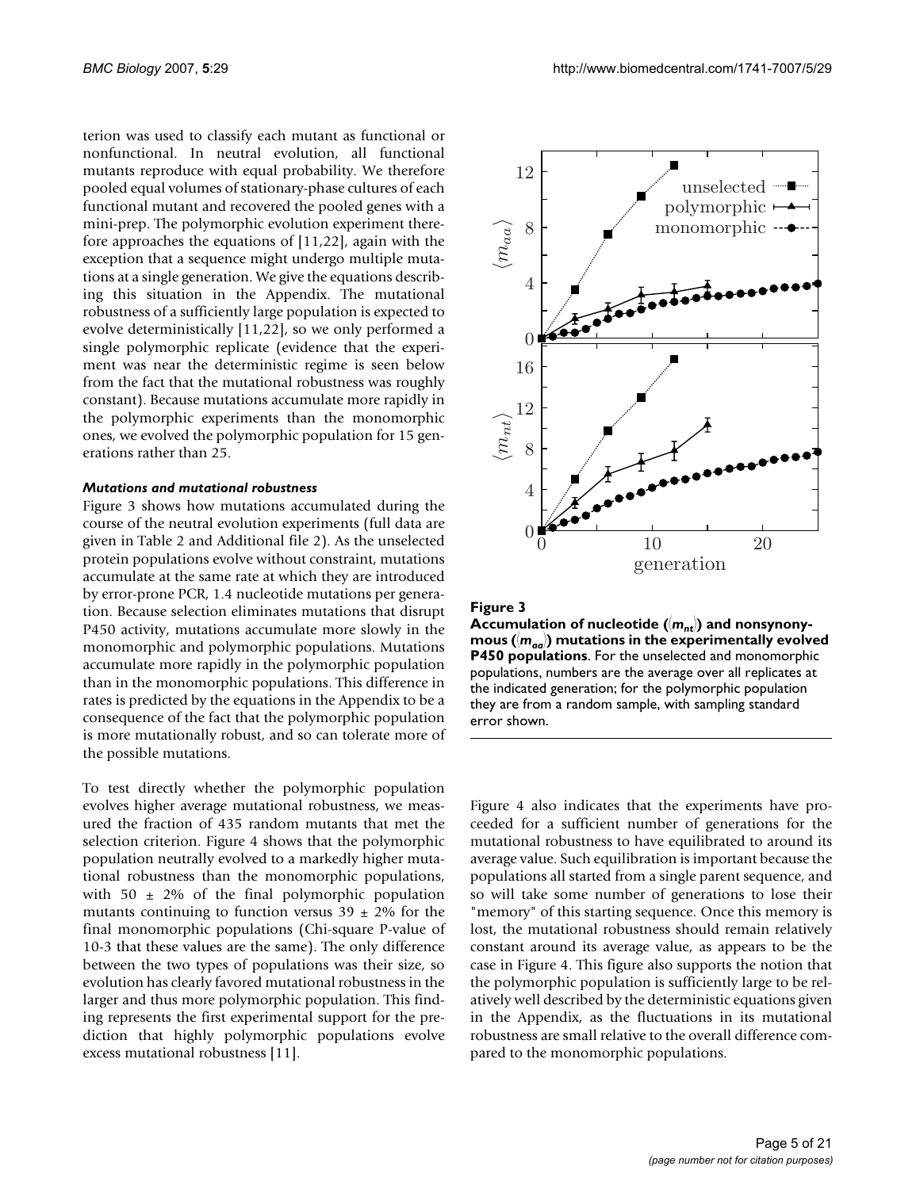terion was used to classify each mutant as functional or nonfunctional. In neutral evolution, all functional mutants reproduce with equal probability. We therefore pooled equal volumes of stationary-phase cultures of each functional mutant and recovered the pooled genes with a mini-prep. The polymorphic evolution experiment therefore approaches the equations of [11,22], again with the exception that a sequence might undergo multiple mutations at a single generation. We give the equations describing this situation in the Appendix. The mutational robustness of a sufficiently large population is expected to evolve deterministically [11,22], so we only performed a single polymorphic replicate (evidence that the experiment was near the deterministic regime is seen below from the fact that the mutational robustness was roughly constant). Because mutations accumulate more rapidly in the polymorphic experiments than the monomorphic ones, we evolved the polymorphic population for 15 generations rather than 25.

### *Mutations and mutational robustness*

Figure 3 shows how mutations accumulated during the course of the neutral evolution experiments (full data are given in Table 2 and Additional file 2). As the unselected protein populations evolve without constraint, mutations accumulate at the same rate at which they are introduced by error-prone PCR, 1.4 nucleotide mutations per generation. Because selection eliminates mutations that disrupt P450 activity, mutations accumulate more slowly in the monomorphic and polymorphic populations. Mutations accumulate more rapidly in the polymorphic population than in the monomorphic populations. This difference in rates is predicted by the equations in the Appendix to be a consequence of the fact that the polymorphic population is more mutationally robust, and so can tolerate more of the possible mutations.

To test directly whether the polymorphic population evolves higher average mutational robustness, we measured the fraction of 435 random mutants that met the selection criterion. Figure 4 shows that the polymorphic population neutrally evolved to a markedly higher mutational robustness than the monomorphic populations, with 50 ± 2% of the final polymorphic population mutants continuing to function versus 39 ± 2% for the final monomorphic populations (Chi-square P-value of 10-3 that these values are the same). The only difference between the two types of populations was their size, so evolution has clearly favored mutational robustness in the larger and thus more polymorphic population. This finding represents the first experimental support for the prediction that highly polymorphic populations evolve excess mutational robustness [11].

**Figure 3**

**Accumulation of nucleotide ($\langle m_{nt} \rangle$) and nonsynonymous ($\langle m_{aa} \rangle$) mutations in the experimentally evolved P450 populations**. For the unselected and monomorphic populations, numbers are the average over all replicates at the indicated generation; for the polymorphic population they are from a random sample, with sampling standard error shown.

Figure 4 also indicates that the experiments have proceeded for a sufficient number of generations for the mutational robustness to have equilibrated to around its average value. Such equilibration is important because the populations all started from a single parent sequence, and so will take some number of generations to lose their "memory" of this starting sequence. Once this memory is lost, the mutational robustness should remain relatively constant around its average value, as appears to be the case in Figure 4. This figure also supports the notion that the polymorphic population is sufficiently large to be relatively well described by the deterministic equations given in the Appendix, as the fluctuations in its mutational robustness are small relative to the overall difference compared to the monomorphic populations.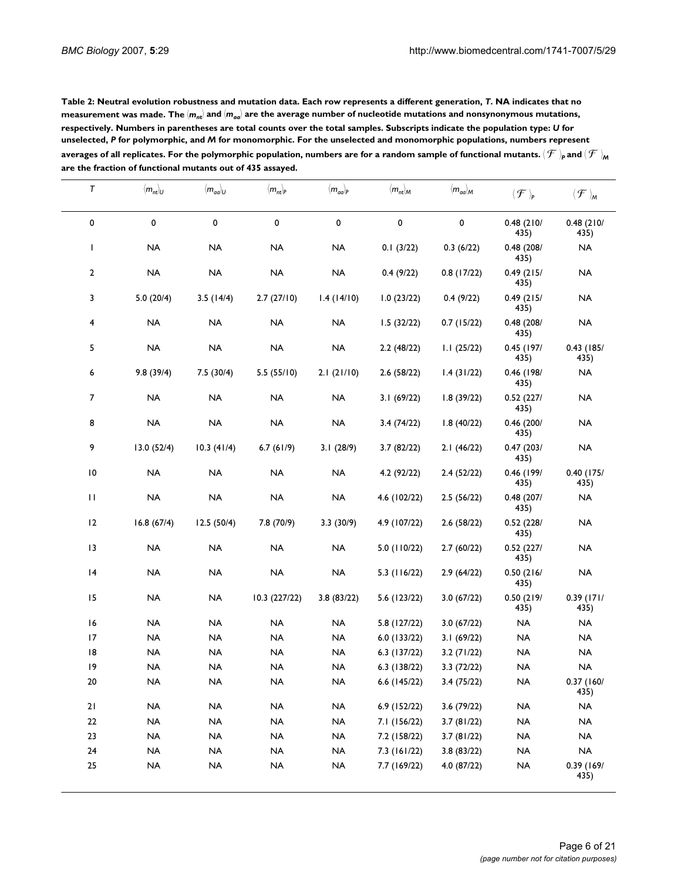**Table 2: Neutral evolution robustness and mutation data. Each row represents a different generation, *T*. NA indicates that no measurement was made. The $\langle m_{nt} \rangle$ and $\langle m_{aa} \rangle$ are the average number of nucleotide mutations and nonsynonymous mutations, respectively. Numbers in parentheses are total counts over the total samples. Subscripts indicate the population type: *U* for unselected, *P* for polymorphic, and *M* for monomorphic. For the unselected and monomorphic populations, numbers represent averages of all replicates. For the polymorphic population, numbers are for a random sample of functional mutants. $\langle \mathcal{F} \rangle_P$ and $\langle \mathcal{F} \rangle_M$ are the fraction of functional mutants out of 435 assayed.**

| $T$ | $\langle m_{nt} \rangle_U$ | $\langle m_{aa} \rangle_U$ | $\langle m_{nt} \rangle_P$ | $\langle m_{aa} \rangle_P$ | $\langle m_{nt} \rangle_M$ | $\langle m_{aa} \rangle_M$ | $\langle \mathcal{F} \rangle_P$ | $\langle \mathcal{F} \rangle_M$ |
|---|---|---|---|---|---|---|---|---|
| 0 | 0 | 0 | 0 | 0 | 0 | 0 | 0.48 (210/435) | 0.48 (210/435) |
| 1 | NA | NA | NA | NA | 0.1 (3/22) | 0.3 (6/22) | 0.48 (208/435) | NA |
| 2 | NA | NA | NA | NA | 0.4 (9/22) | 0.8 (17/22) | 0.49 (215/435) | NA |
| 3 | 5.0 (20/4) | 3.5 (14/4) | 2.7 (27/10) | 1.4 (14/10) | 1.0 (23/22) | 0.4 (9/22) | 0.49 (215/435) | NA |
| 4 | NA | NA | NA | NA | 1.5 (32/22) | 0.7 (15/22) | 0.48 (208/435) | NA |
| 5 | NA | NA | NA | NA | 2.2 (48/22) | 1.1 (25/22) | 0.45 (197/435) | 0.43 (185/435) |
| 6 | 9.8 (39/4) | 7.5 (30/4) | 5.5 (55/10) | 2.1 (21/10) | 2.6 (58/22) | 1.4 (31/22) | 0.46 (198/435) | NA |
| 7 | NA | NA | NA | NA | 3.1 (69/22) | 1.8 (39/22) | 0.52 (227/435) | NA |
| 8 | NA | NA | NA | NA | 3.4 (74/22) | 1.8 (40/22) | 0.46 (200/435) | NA |
| 9 | 13.0 (52/4) | 10.3 (41/4) | 6.7 (61/9) | 3.1 (28/9) | 3.7 (82/22) | 2.1 (46/22) | 0.47 (203/435) | NA |
| 10 | NA | NA | NA | NA | 4.2 (92/22) | 2.4 (52/22) | 0.46 (199/435) | 0.40 (175/435) |
| 11 | NA | NA | NA | NA | 4.6 (102/22) | 2.5 (56/22) | 0.48 (207/435) | NA |
| 12 | 16.8 (67/4) | 12.5 (50/4) | 7.8 (70/9) | 3.3 (30/9) | 4.9 (107/22) | 2.6 (58/22) | 0.52 (228/435) | NA |
| 13 | NA | NA | NA | NA | 5.0 (110/22) | 2.7 (60/22) | 0.52 (227/435) | NA |
| 14 | NA | NA | NA | NA | 5.3 (116/22) | 2.9 (64/22) | 0.50 (216/435) | NA |
| 15 | NA | NA | 10.3 (227/22) | 3.8 (83/22) | 5.6 (123/22) | 3.0 (67/22) | 0.50 (219/435) | 0.39 (171/435) |
| 16 | NA | NA | NA | NA | 5.8 (127/22) | 3.0 (67/22) | NA | NA |
| 17 | NA | NA | NA | NA | 6.0 (133/22) | 3.1 (69/22) | NA | NA |
| 18 | NA | NA | NA | NA | 6.3 (137/22) | 3.2 (71/22) | NA | NA |
| 19 | NA | NA | NA | NA | 6.3 (138/22) | 3.3 (72/22) | NA | NA |
| 20 | NA | NA | NA | NA | 6.6 (145/22) | 3.4 (75/22) | NA | 0.37 (160/435) |
| 21 | NA | NA | NA | NA | 6.9 (152/22) | 3.6 (79/22) | NA | NA |
| 22 | NA | NA | NA | NA | 7.1 (156/22) | 3.7 (81/22) | NA | NA |
| 23 | NA | NA | NA | NA | 7.2 (158/22) | 3.7 (81/22) | NA | NA |
| 24 | NA | NA | NA | NA | 7.3 (161/22) | 3.8 (83/22) | NA | NA |
| 25 | NA | NA | NA | NA | 7.7 (169/22) | 4.0 (87/22) | NA | 0.39 (169/435) |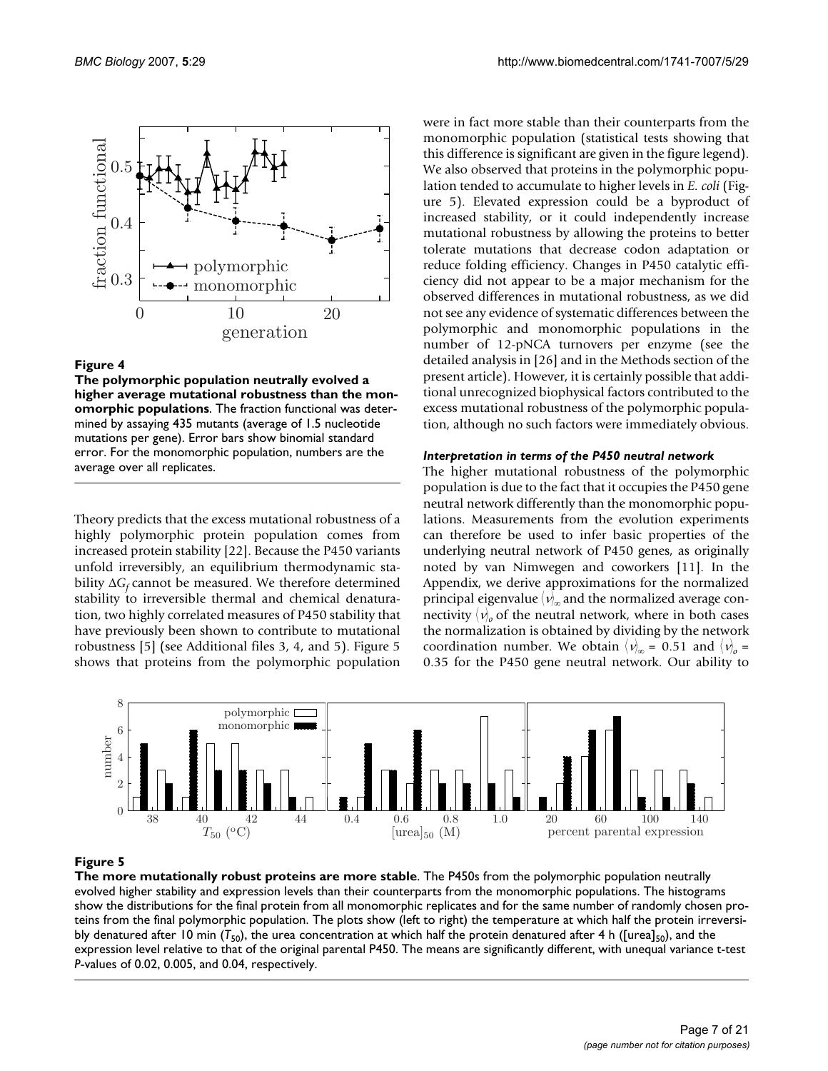**Figure 4**

**The polymorphic population neutrally evolved a higher average mutational robustness than the monomorphic populations**. The fraction functional was determined by assaying 435 mutants (average of 1.5 nucleotide mutations per gene). Error bars show binomial standard error. For the monomorphic population, numbers are the average over all replicates.

Theory predicts that the excess mutational robustness of a highly polymorphic protein population comes from increased protein stability [22]. Because the P450 variants unfold irreversibly, an equilibrium thermodynamic stability $\Delta G_f$ cannot be measured. We therefore determined stability to irreversible thermal and chemical denaturation, two highly correlated measures of P450 stability that have previously been shown to contribute to mutational robustness [5] (see Additional files 3, 4, and 5). Figure 5 shows that proteins from the polymorphic population were in fact more stable than their counterparts from the monomorphic population (statistical tests showing that this difference is significant are given in the figure legend). We also observed that proteins in the polymorphic population tended to accumulate to higher levels in *E. coli* (Figure 5). Elevated expression could be a byproduct of increased stability, or it could independently increase mutational robustness by allowing the proteins to better tolerate mutations that decrease codon adaptation or reduce folding efficiency. Changes in P450 catalytic efficiency did not appear to be a major mechanism for the observed differences in mutational robustness, as we did not see any evidence of systematic differences between the polymorphic and monomorphic populations in the number of 12-pNCA turnovers per enzyme (see the detailed analysis in [26] and in the Methods section of the present article). However, it is certainly possible that additional unrecognized biophysical factors contributed to the excess mutational robustness of the polymorphic population, although no such factors were immediately obvious.

#### *Interpretation in terms of the P450 neutral network*

The higher mutational robustness of the polymorphic population is due to the fact that it occupies the P450 gene neutral network differently than the monomorphic populations. Measurements from the evolution experiments can therefore be used to infer basic properties of the underlying neutral network of P450 genes, as originally noted by van Nimwegen and coworkers [11]. In the Appendix, we derive approximations for the normalized principal eigenvalue $\langle \nu \rangle_\infty$ and the normalized average connectivity $\langle \nu \rangle_o$ of the neutral network, where in both cases the normalization is obtained by dividing by the network coordination number. We obtain $\langle \nu \rangle_\infty$ = 0.51 and $\langle \nu \rangle_o$ = 0.35 for the P450 gene neutral network. Our ability to

**Figure 5**

**The more mutationally robust proteins are more stable**. The P450s from the polymorphic population neutrally evolved higher stability and expression levels than their counterparts from the monomorphic populations. The histograms show the distributions for the final protein from all monomorphic replicates and for the same number of randomly chosen proteins from the final polymorphic population. The plots show (left to right) the temperature at which half the protein irreversibly denatured after 10 min ($T_{50}$), the urea concentration at which half the protein denatured after 4 h ($[\text{urea}]_{50}$), and the expression level relative to that of the original parental P450. The means are significantly different, with unequal variance t-test *P*-values of 0.02, 0.005, and 0.04, respectively.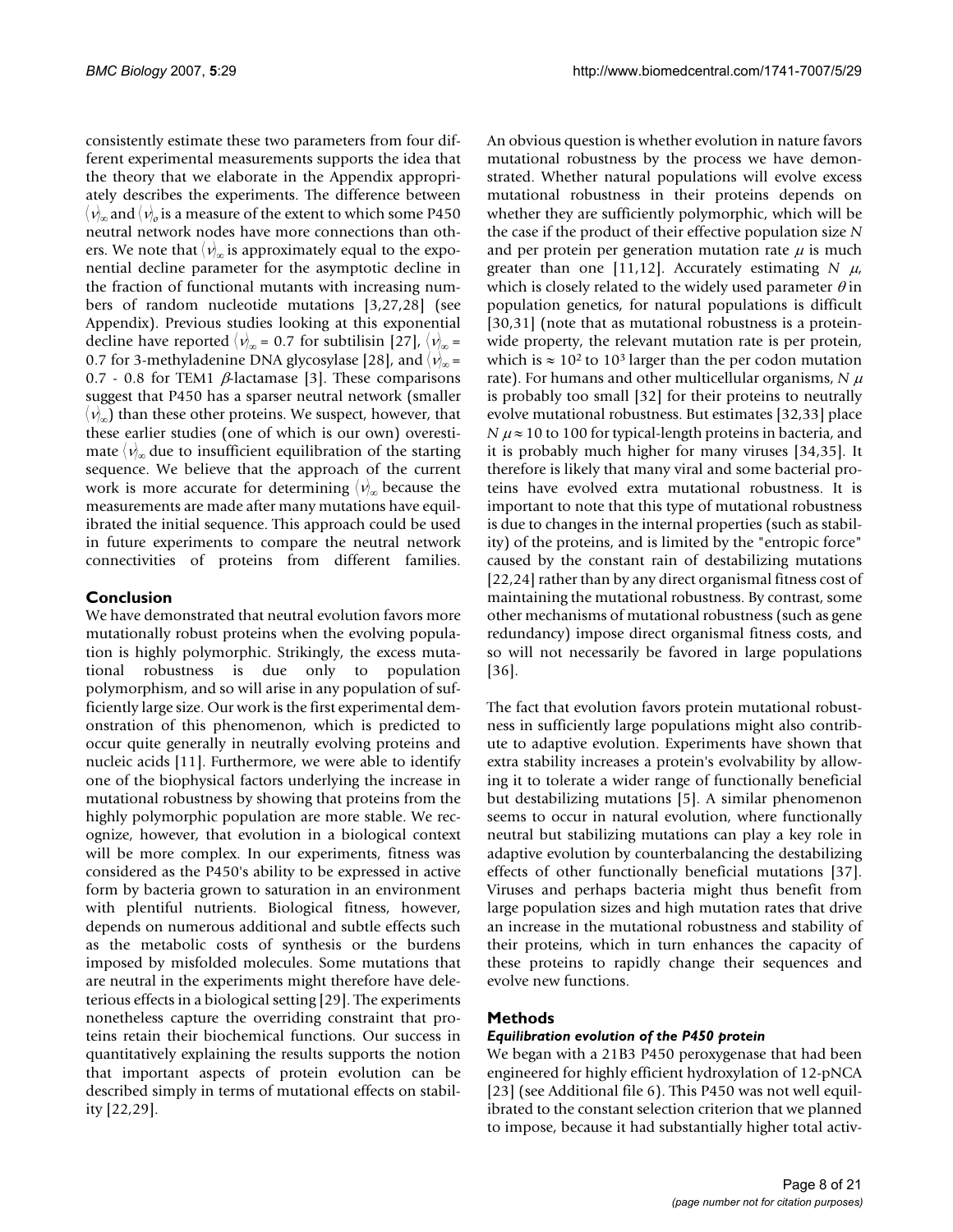consistently estimate these two parameters from four different experimental measurements supports the idea that the theory that we elaborate in the Appendix appropriately describes the experiments. The difference between $\langle\nu\rangle_\infty$ and $\langle\nu\rangle_o$ is a measure of the extent to which some P450 neutral network nodes have more connections than others. We note that $\langle\nu\rangle_\infty$ is approximately equal to the exponential decline parameter for the asymptotic decline in the fraction of functional mutants with increasing numbers of random nucleotide mutations [3,27,28] (see Appendix). Previous studies looking at this exponential decline have reported $\langle\nu\rangle_\infty = 0.7$ for subtilisin [27], $\langle\nu\rangle_\infty = 0.7$ for 3-methyladenine DNA glycosylase [28], and $\langle\nu\rangle_\infty = 0.7 - 0.8$ for TEM1 $\beta$-lactamase [3]. These comparisons suggest that P450 has a sparser neutral network (smaller $\langle\nu\rangle_\infty$) than these other proteins. We suspect, however, that these earlier studies (one of which is our own) overestimate $\langle\nu\rangle_\infty$ due to insufficient equilibration of the starting sequence. We believe that the approach of the current work is more accurate for determining $\langle\nu\rangle_\infty$ because the measurements are made after many mutations have equilibrated the initial sequence. This approach could be used in future experiments to compare the neutral network connectivities of proteins from different families.

## Conclusion

We have demonstrated that neutral evolution favors more mutationally robust proteins when the evolving population is highly polymorphic. Strikingly, the excess mutational robustness is due only to population polymorphism, and so will arise in any population of sufficiently large size. Our work is the first experimental demonstration of this phenomenon, which is predicted to occur quite generally in neutrally evolving proteins and nucleic acids [11]. Furthermore, we were able to identify one of the biophysical factors underlying the increase in mutational robustness by showing that proteins from the highly polymorphic population are more stable. We recognize, however, that evolution in a biological context will be more complex. In our experiments, fitness was considered as the P450's ability to be expressed in active form by bacteria grown to saturation in an environment with plentiful nutrients. Biological fitness, however, depends on numerous additional and subtle effects such as the metabolic costs of synthesis or the burdens imposed by misfolded molecules. Some mutations that are neutral in the experiments might therefore have deleterious effects in a biological setting [29]. The experiments nonetheless capture the overriding constraint that proteins retain their biochemical functions. Our success in quantitatively explaining the results supports the notion that important aspects of protein evolution can be described simply in terms of mutational effects on stability [22,29].

An obvious question is whether evolution in nature favors mutational robustness by the process we have demonstrated. Whether natural populations will evolve excess mutational robustness in their proteins depends on whether they are sufficiently polymorphic, which will be the case if the product of their effective population size $N$ and per protein per generation mutation rate $\mu$ is much greater than one [11,12]. Accurately estimating $N\ \mu$, which is closely related to the widely used parameter $\theta$ in population genetics, for natural populations is difficult [30,31] (note that as mutational robustness is a protein-wide property, the relevant mutation rate is per protein, which is $\approx 10^2$ to $10^3$ larger than the per codon mutation rate). For humans and other multicellular organisms, $N\ \mu$ is probably too small [32] for their proteins to neutrally evolve mutational robustness. But estimates [32,33] place $N\ \mu \approx 10$ to 100 for typical-length proteins in bacteria, and it is probably much higher for many viruses [34,35]. It therefore is likely that many viral and some bacterial proteins have evolved extra mutational robustness. It is important to note that this type of mutational robustness is due to changes in the internal properties (such as stability) of the proteins, and is limited by the "entropic force" caused by the constant rain of destabilizing mutations [22,24] rather than by any direct organismal fitness cost of maintaining the mutational robustness. By contrast, some other mechanisms of mutational robustness (such as gene redundancy) impose direct organismal fitness costs, and so will not necessarily be favored in large populations [36].

The fact that evolution favors protein mutational robustness in sufficiently large populations might also contribute to adaptive evolution. Experiments have shown that extra stability increases a protein's evolvability by allowing it to tolerate a wider range of functionally beneficial but destabilizing mutations [5]. A similar phenomenon seems to occur in natural evolution, where functionally neutral but stabilizing mutations can play a key role in adaptive evolution by counterbalancing the destabilizing effects of other functionally beneficial mutations [37]. Viruses and perhaps bacteria might thus benefit from large population sizes and high mutation rates that drive an increase in the mutational robustness and stability of their proteins, which in turn enhances the capacity of these proteins to rapidly change their sequences and evolve new functions.

## Methods

### *Equilibration evolution of the P450 protein*

We began with a 21B3 P450 peroxygenase that had been engineered for highly efficient hydroxylation of 12-pNCA [23] (see Additional file 6). This P450 was not well equilibrated to the constant selection criterion that we planned to impose, because it had substantially higher total activ-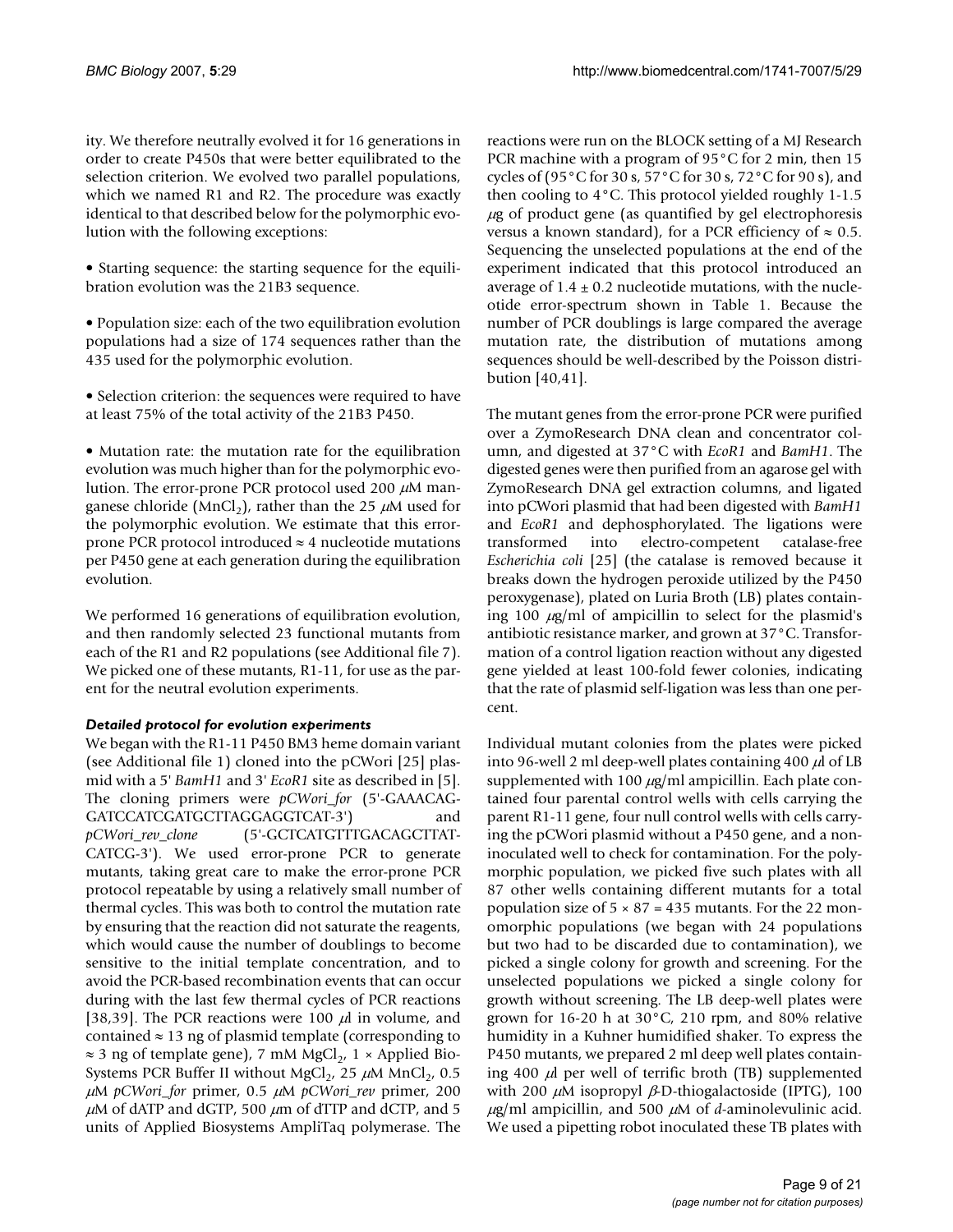ity. We therefore neutrally evolved it for 16 generations in order to create P450s that were better equilibrated to the selection criterion. We evolved two parallel populations, which we named R1 and R2. The procedure was exactly identical to that described below for the polymorphic evolution with the following exceptions:

- Starting sequence: the starting sequence for the equilibration evolution was the 21B3 sequence.

- Population size: each of the two equilibration evolution populations had a size of 174 sequences rather than the 435 used for the polymorphic evolution.

- Selection criterion: the sequences were required to have at least 75% of the total activity of the 21B3 P450.

- Mutation rate: the mutation rate for the equilibration evolution was much higher than for the polymorphic evolution. The error-prone PCR protocol used 200 $\mu$M manganese chloride ($MnCl_2$), rather than the 25 $\mu$M used for the polymorphic evolution. We estimate that this error-prone PCR protocol introduced ≈ 4 nucleotide mutations per P450 gene at each generation during the equilibration evolution.

We performed 16 generations of equilibration evolution, and then randomly selected 23 functional mutants from each of the R1 and R2 populations (see Additional file 7). We picked one of these mutants, R1-11, for use as the parent for the neutral evolution experiments.

### *Detailed protocol for evolution experiments*

We began with the R1-11 P450 BM3 heme domain variant (see Additional file 1) cloned into the pCWori [25] plasmid with a 5' *BamH1* and 3' *EcoR1* site as described in [5]. The cloning primers were *pCWori_for* (5'-GAAACAGGATCCATCGATGCTTAGGAGGTCAT-3') and *pCWori_rev_clone* (5'-GCTCATGTTTGACAGCTTATCATCG-3'). We used error-prone PCR to generate mutants, taking great care to make the error-prone PCR protocol repeatable by using a relatively small number of thermal cycles. This was both to control the mutation rate by ensuring that the reaction did not saturate the reagents, which would cause the number of doublings to become sensitive to the initial template concentration, and to avoid the PCR-based recombination events that can occur during with the last few thermal cycles of PCR reactions [38,39]. The PCR reactions were 100 $\mu$l in volume, and contained ≈ 13 ng of plasmid template (corresponding to ≈ 3 ng of template gene), 7 mM $MgCl_2$, 1 × Applied BioSystems PCR Buffer II without $MgCl_2$, 25 $\mu$M $MnCl_2$, 0.5 $\mu$M *pCWori_for* primer, 0.5 $\mu$M *pCWori_rev* primer, 200 $\mu$M of dATP and dGTP, 500 $\mu$m of dTTP and dCTP, and 5 units of Applied Biosystems AmpliTaq polymerase. The reactions were run on the BLOCK setting of a MJ Research PCR machine with a program of 95°C for 2 min, then 15 cycles of (95°C for 30 s, 57°C for 30 s, 72°C for 90 s), and then cooling to 4°C. This protocol yielded roughly 1-1.5 $\mu$g of product gene (as quantified by gel electrophoresis versus a known standard), for a PCR efficiency of ≈ 0.5. Sequencing the unselected populations at the end of the experiment indicated that this protocol introduced an average of 1.4 ± 0.2 nucleotide mutations, with the nucleotide error-spectrum shown in Table 1. Because the number of PCR doublings is large compared the average mutation rate, the distribution of mutations among sequences should be well-described by the Poisson distribution [40,41].

The mutant genes from the error-prone PCR were purified over a ZymoResearch DNA clean and concentrator column, and digested at 37°C with *EcoR1* and *BamH1*. The digested genes were then purified from an agarose gel with ZymoResearch DNA gel extraction columns, and ligated into pCWori plasmid that had been digested with *BamH1* and *EcoR1* and dephosphorylated. The ligations were transformed into electro-competent catalase-free *Escherichia coli* [25] (the catalase is removed because it breaks down the hydrogen peroxide utilized by the P450 peroxygenase), plated on Luria Broth (LB) plates containing 100 $\mu$g/ml of ampicillin to select for the plasmid's antibiotic resistance marker, and grown at 37°C. Transformation of a control ligation reaction without any digested gene yielded at least 100-fold fewer colonies, indicating that the rate of plasmid self-ligation was less than one percent.

Individual mutant colonies from the plates were picked into 96-well 2 ml deep-well plates containing 400 $\mu$l of LB supplemented with 100 $\mu$g/ml ampicillin. Each plate contained four parental control wells with cells carrying the parent R1-11 gene, four null control wells with cells carrying the pCWori plasmid without a P450 gene, and a non-inoculated well to check for contamination. For the polymorphic population, we picked five such plates with all 87 other wells containing different mutants for a total population size of 5 × 87 = 435 mutants. For the 22 monomorphic populations (we began with 24 populations but two had to be discarded due to contamination), we picked a single colony for growth and screening. For the unselected populations we picked a single colony for growth without screening. The LB deep-well plates were grown for 16-20 h at 30°C, 210 rpm, and 80% relative humidity in a Kuhner humidified shaker. To express the P450 mutants, we prepared 2 ml deep well plates containing 400 $\mu$l per well of terrific broth (TB) supplemented with 200 $\mu$M isopropyl $\beta$-D-thiogalactoside (IPTG), 100 $\mu$g/ml ampicillin, and 500 $\mu$M of *d*-aminolevulinic acid. We used a pipetting robot inoculated these TB plates with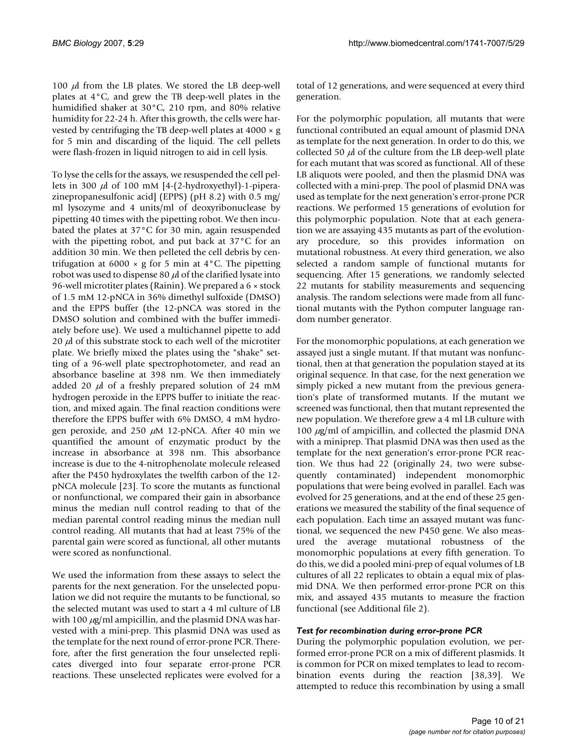100 $\mu$l from the LB plates. We stored the LB deep-well plates at 4°C, and grew the TB deep-well plates in the humidified shaker at 30°C, 210 rpm, and 80% relative humidity for 22-24 h. After this growth, the cells were harvested by centrifuging the TB deep-well plates at 4000 × g for 5 min and discarding of the liquid. The cell pellets were flash-frozen in liquid nitrogen to aid in cell lysis.

To lyse the cells for the assays, we resuspended the cell pellets in 300 $\mu$l of 100 mM [4-(2-hydroxyethyl)-1-piperazinepropanesulfonic acid] (EPPS) (pH 8.2) with 0.5 mg/ml lysozyme and 4 units/ml of deoxyribonuclease by pipetting 40 times with the pipetting robot. We then incubated the plates at 37°C for 30 min, again resuspended with the pipetting robot, and put back at 37°C for an addition 30 min. We then pelleted the cell debris by centrifugation at 6000 × g for 5 min at 4°C. The pipetting robot was used to dispense 80 $\mu$l of the clarified lysate into 96-well microtiter plates (Rainin). We prepared a 6 × stock of 1.5 mM 12-pNCA in 36% dimethyl sulfoxide (DMSO) and the EPPS buffer (the 12-pNCA was stored in the DMSO solution and combined with the buffer immediately before use). We used a multichannel pipette to add 20 $\mu$l of this substrate stock to each well of the microtiter plate. We briefly mixed the plates using the "shake" setting of a 96-well plate spectrophotometer, and read an absorbance baseline at 398 nm. We then immediately added 20 $\mu$l of a freshly prepared solution of 24 mM hydrogen peroxide in the EPPS buffer to initiate the reaction, and mixed again. The final reaction conditions were therefore the EPPS buffer with 6% DMSO, 4 mM hydrogen peroxide, and 250 $\mu$M 12-pNCA. After 40 min we quantified the amount of enzymatic product by the increase in absorbance at 398 nm. This absorbance increase is due to the 4-nitrophenolate molecule released after the P450 hydroxylates the twelfth carbon of the 12-pNCA molecule [23]. To score the mutants as functional or nonfunctional, we compared their gain in absorbance minus the median null control reading to that of the median parental control reading minus the median null control reading. All mutants that had at least 75% of the parental gain were scored as functional, all other mutants were scored as nonfunctional.

We used the information from these assays to select the parents for the next generation. For the unselected population we did not require the mutants to be functional, so the selected mutant was used to start a 4 ml culture of LB with 100 $\mu$g/ml ampicillin, and the plasmid DNA was harvested with a mini-prep. This plasmid DNA was used as the template for the next round of error-prone PCR. Therefore, after the first generation the four unselected replicates diverged into four separate error-prone PCR reactions. These unselected replicates were evolved for a total of 12 generations, and were sequenced at every third generation.

For the polymorphic population, all mutants that were functional contributed an equal amount of plasmid DNA as template for the next generation. In order to do this, we collected 50 $\mu$l of the culture from the LB deep-well plate for each mutant that was scored as functional. All of these LB aliquots were pooled, and then the plasmid DNA was collected with a mini-prep. The pool of plasmid DNA was used as template for the next generation's error-prone PCR reactions. We performed 15 generations of evolution for this polymorphic population. Note that at each generation we are assaying 435 mutants as part of the evolutionary procedure, so this provides information on mutational robustness. At every third generation, we also selected a random sample of functional mutants for sequencing. After 15 generations, we randomly selected 22 mutants for stability measurements and sequencing analysis. The random selections were made from all functional mutants with the Python computer language random number generator.

For the monomorphic populations, at each generation we assayed just a single mutant. If that mutant was nonfunctional, then at that generation the population stayed at its original sequence. In that case, for the next generation we simply picked a new mutant from the previous generation's plate of transformed mutants. If the mutant we screened was functional, then that mutant represented the new population. We therefore grew a 4 ml LB culture with 100 $\mu$g/ml of ampicillin, and collected the plasmid DNA with a miniprep. That plasmid DNA was then used as the template for the next generation's error-prone PCR reaction. We thus had 22 (originally 24, two were subsequently contaminated) independent monomorphic populations that were being evolved in parallel. Each was evolved for 25 generations, and at the end of these 25 generations we measured the stability of the final sequence of each population. Each time an assayed mutant was functional, we sequenced the new P450 gene. We also measured the average mutational robustness of the monomorphic populations at every fifth generation. To do this, we did a pooled mini-prep of equal volumes of LB cultures of all 22 replicates to obtain a equal mix of plasmid DNA. We then performed error-prone PCR on this mix, and assayed 435 mutants to measure the fraction functional (see Additional file 2).

### *Test for recombination during error-prone PCR*

During the polymorphic population evolution, we performed error-prone PCR on a mix of different plasmids. It is common for PCR on mixed templates to lead to recombination events during the reaction [38,39]. We attempted to reduce this recombination by using a small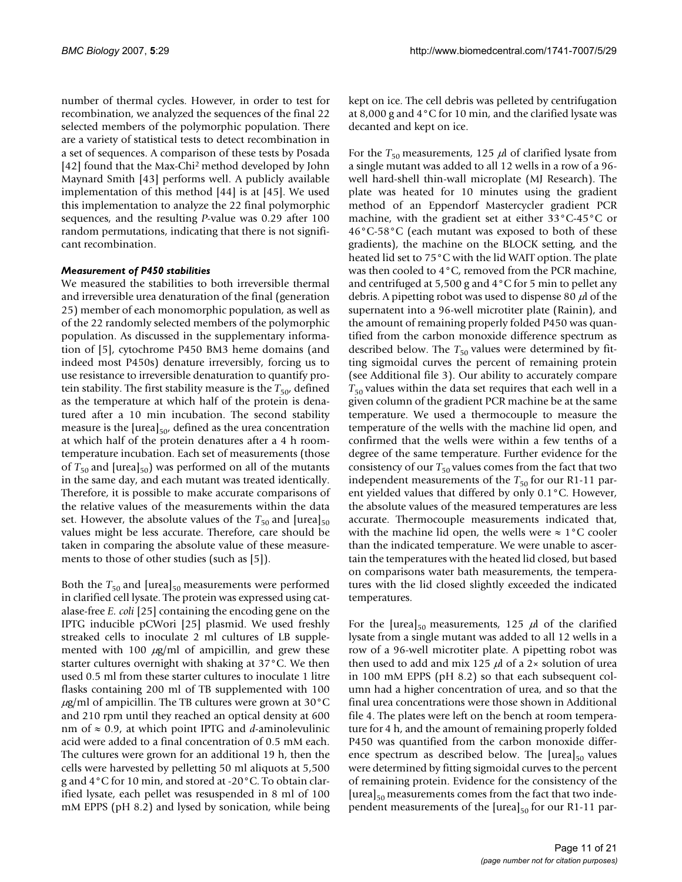number of thermal cycles. However, in order to test for recombination, we analyzed the sequences of the final 22 selected members of the polymorphic population. There are a variety of statistical tests to detect recombination in a set of sequences. A comparison of these tests by Posada [42] found that the Max-Chi$^2$ method developed by John Maynard Smith [43] performs well. A publicly available implementation of this method [44] is at [45]. We used this implementation to analyze the 22 final polymorphic sequences, and the resulting *P*-value was 0.29 after 100 random permutations, indicating that there is not significant recombination.

### *Measurement of P450 stabilities*

We measured the stabilities to both irreversible thermal and irreversible urea denaturation of the final (generation 25) member of each monomorphic population, as well as of the 22 randomly selected members of the polymorphic population. As discussed in the supplementary information of [5], cytochrome P450 BM3 heme domains (and indeed most P450s) denature irreversibly, forcing us to use resistance to irreversible denaturation to quantify protein stability. The first stability measure is the $T_{50}$, defined as the temperature at which half of the protein is denatured after a 10 min incubation. The second stability measure is the $[\text{urea}]_{50}$, defined as the urea concentration at which half of the protein denatures after a 4 h room-temperature incubation. Each set of measurements (those of $T_{50}$ and $[\text{urea}]_{50}$) was performed on all of the mutants in the same day, and each mutant was treated identically. Therefore, it is possible to make accurate comparisons of the relative values of the measurements within the data set. However, the absolute values of the $T_{50}$ and $[\text{urea}]_{50}$ values might be less accurate. Therefore, care should be taken in comparing the absolute value of these measurements to those of other studies (such as [5]).

Both the $T_{50}$ and $[\text{urea}]_{50}$ measurements were performed in clarified cell lysate. The protein was expressed using catalase-free *E. coli* [25] containing the encoding gene on the IPTG inducible pCWori [25] plasmid. We used freshly streaked cells to inoculate 2 ml cultures of LB supplemented with 100 $\mu$g/ml of ampicillin, and grew these starter cultures overnight with shaking at 37°C. We then used 0.5 ml from these starter cultures to inoculate 1 litre flasks containing 200 ml of TB supplemented with 100 $\mu$g/ml of ampicillin. The TB cultures were grown at 30°C and 210 rpm until they reached an optical density at 600 nm of ≈ 0.9, at which point IPTG and *d*-aminolevulinic acid were added to a final concentration of 0.5 mM each. The cultures were grown for an additional 19 h, then the cells were harvested by pelletting 50 ml aliquots at 5,500 g and 4°C for 10 min, and stored at -20°C. To obtain clarified lysate, each pellet was resuspended in 8 ml of 100 mM EPPS (pH 8.2) and lysed by sonication, while being kept on ice. The cell debris was pelleted by centrifugation at 8,000 g and 4°C for 10 min, and the clarified lysate was decanted and kept on ice.

For the $T_{50}$ measurements, 125 $\mu$l of clarified lysate from a single mutant was added to all 12 wells in a row of a 96-well hard-shell thin-wall microplate (MJ Research). The plate was heated for 10 minutes using the gradient method of an Eppendorf Mastercycler gradient PCR machine, with the gradient set at either 33°C-45°C or 46°C-58°C (each mutant was exposed to both of these gradients), the machine on the BLOCK setting, and the heated lid set to 75°C with the lid WAIT option. The plate was then cooled to 4°C, removed from the PCR machine, and centrifuged at 5,500 g and 4°C for 5 min to pellet any debris. A pipetting robot was used to dispense 80 $\mu$l of the supernatent into a 96-well microtiter plate (Rainin), and the amount of remaining properly folded P450 was quantified from the carbon monoxide difference spectrum as described below. The $T_{50}$ values were determined by fitting sigmoidal curves the percent of remaining protein (see Additional file 3). Our ability to accurately compare $T_{50}$ values within the data set requires that each well in a given column of the gradient PCR machine be at the same temperature. We used a thermocouple to measure the temperature of the wells with the machine lid open, and confirmed that the wells were within a few tenths of a degree of the same temperature. Further evidence for the consistency of our $T_{50}$ values comes from the fact that two independent measurements of the $T_{50}$ for our R1-11 parent yielded values that differed by only 0.1°C. However, the absolute values of the measured temperatures are less accurate. Thermocouple measurements indicated that, with the machine lid open, the wells were ≈ 1°C cooler than the indicated temperature. We were unable to ascertain the temperatures with the heated lid closed, but based on comparisons water bath measurements, the temperatures with the lid closed slightly exceeded the indicated temperatures.

For the $[\text{urea}]_{50}$ measurements, 125 $\mu$l of the clarified lysate from a single mutant was added to all 12 wells in a row of a 96-well microtiter plate. A pipetting robot was then used to add and mix 125 $\mu$l of a 2× solution of urea in 100 mM EPPS (pH 8.2) so that each subsequent column had a higher concentration of urea, and so that the final urea concentrations were those shown in Additional file 4. The plates were left on the bench at room temperature for 4 h, and the amount of remaining properly folded P450 was quantified from the carbon monoxide difference spectrum as described below. The $[\text{urea}]_{50}$ values were determined by fitting sigmoidal curves to the percent of remaining protein. Evidence for the consistency of the $[\text{urea}]_{50}$ measurements comes from the fact that two independent measurements of the $[\text{urea}]_{50}$ for our R1-11 par-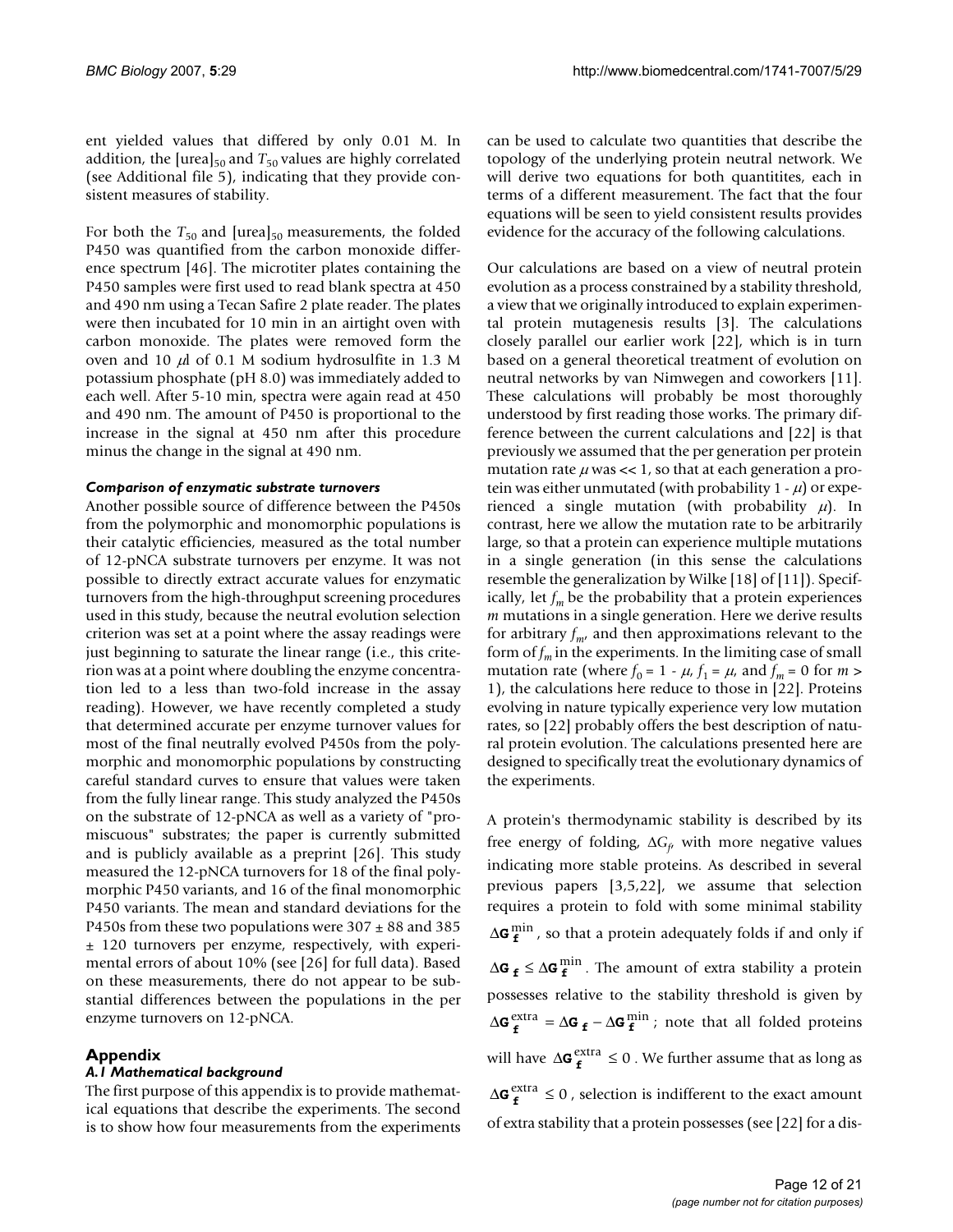ent yielded values that differed by only 0.01 M. In addition, the $[\text{urea}]_{50}$ and $T_{50}$ values are highly correlated (see Additional file 5), indicating that they provide consistent measures of stability.

For both the $T_{50}$ and $[\text{urea}]_{50}$ measurements, the folded P450 was quantified from the carbon monoxide difference spectrum [46]. The microtiter plates containing the P450 samples were first used to read blank spectra at 450 and 490 nm using a Tecan Safire 2 plate reader. The plates were then incubated for 10 min in an airtight oven with carbon monoxide. The plates were removed form the oven and 10 $\mu$l of 0.1 M sodium hydrosulfite in 1.3 M potassium phosphate (pH 8.0) was immediately added to each well. After 5-10 min, spectra were again read at 450 and 490 nm. The amount of P450 is proportional to the increase in the signal at 450 nm after this procedure minus the change in the signal at 490 nm.

#### *Comparison of enzymatic substrate turnovers*

Another possible source of difference between the P450s from the polymorphic and monomorphic populations is their catalytic efficiencies, measured as the total number of 12-pNCA substrate turnovers per enzyme. It was not possible to directly extract accurate values for enzymatic turnovers from the high-throughput screening procedures used in this study, because the neutral evolution selection criterion was set at a point where the assay readings were just beginning to saturate the linear range (i.e., this criterion was at a point where doubling the enzyme concentration led to a less than two-fold increase in the assay reading). However, we have recently completed a study that determined accurate per enzyme turnover values for most of the final neutrally evolved P450s from the polymorphic and monomorphic populations by constructing careful standard curves to ensure that values were taken from the fully linear range. This study analyzed the P450s on the substrate of 12-pNCA as well as a variety of "promiscuous" substrates; the paper is currently submitted and is publicly available as a preprint [26]. This study measured the 12-pNCA turnovers for 18 of the final polymorphic P450 variants, and 16 of the final monomorphic P450 variants. The mean and standard deviations for the P450s from these two populations were $307 \pm 88$ and $385 \pm 120$ turnovers per enzyme, respectively, with experimental errors of about 10% (see [26] for full data). Based on these measurements, there do not appear to be substantial differences between the populations in the per enzyme turnovers on 12-pNCA.

## Appendix

### *A.1 Mathematical background*

The first purpose of this appendix is to provide mathematical equations that describe the experiments. The second is to show how four measurements from the experiments can be used to calculate two quantities that describe the topology of the underlying protein neutral network. We will derive two equations for both quantitites, each in terms of a different measurement. The fact that the four equations will be seen to yield consistent results provides evidence for the accuracy of the following calculations.

Our calculations are based on a view of neutral protein evolution as a process constrained by a stability threshold, a view that we originally introduced to explain experimental protein mutagenesis results [3]. The calculations closely parallel our earlier work [22], which is in turn based on a general theoretical treatment of evolution on neutral networks by van Nimwegen and coworkers [11]. These calculations will probably be most thoroughly understood by first reading those works. The primary difference between the current calculations and [22] is that previously we assumed that the per generation per protein mutation rate $\mu$ was << 1, so that at each generation a protein was either unmutated (with probability $1 - \mu$) or experienced a single mutation (with probability $\mu$). In contrast, here we allow the mutation rate to be arbitrarily large, so that a protein can experience multiple mutations in a single generation (in this sense the calculations resemble the generalization by Wilke [18] of [11]). Specifically, let $f_m$ be the probability that a protein experiences $m$ mutations in a single generation. Here we derive results for arbitrary $f_m$, and then approximations relevant to the form of $f_m$ in the experiments. In the limiting case of small mutation rate (where $f_0 = 1 - \mu$, $f_1 = \mu$, and $f_m = 0$ for $m > 1$), the calculations here reduce to those in [22]. Proteins evolving in nature typically experience very low mutation rates, so [22] probably offers the best description of natural protein evolution. The calculations presented here are designed to specifically treat the evolutionary dynamics of the experiments.

A protein's thermodynamic stability is described by its free energy of folding, $\Delta G_f$, with more negative values indicating more stable proteins. As described in several previous papers [3,5,22], we assume that selection requires a protein to fold with some minimal stability $\Delta G_f^{\min}$, so that a protein adequately folds if and only if $\Delta G_f \leq \Delta G_f^{\min}$. The amount of extra stability a protein possesses relative to the stability threshold is given by $\Delta G_f^{\text{extra}} = \Delta G_f - \Delta G_f^{\min}$; note that all folded proteins will have $\Delta G_f^{\text{extra}} \leq 0$. We further assume that as long as $\Delta G_f^{\text{extra}} \leq 0$, selection is indifferent to the exact amount of extra stability that a protein possesses (see [22] for a dis-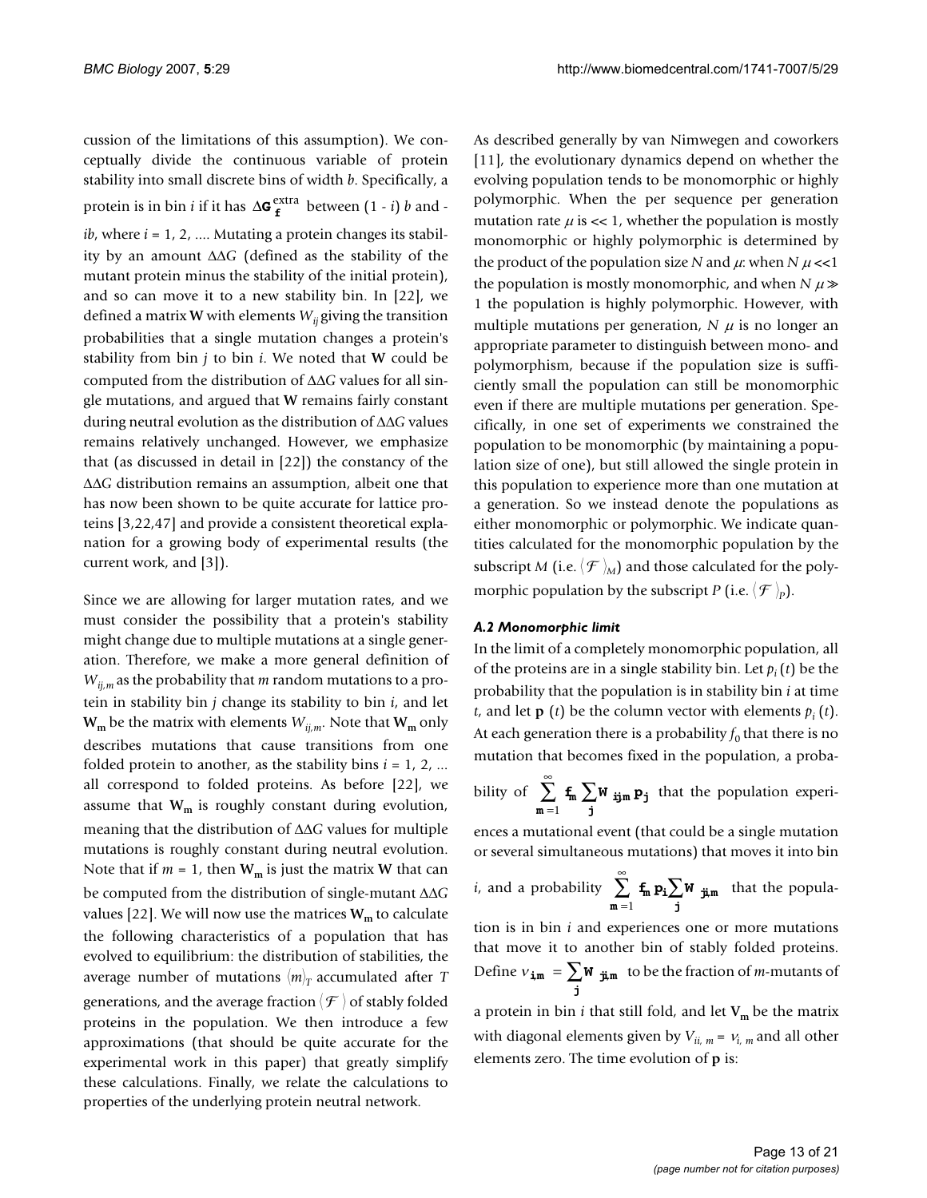cussion of the limitations of this assumption). We conceptually divide the continuous variable of protein stability into small discrete bins of width *b*. Specifically, a protein is in bin *i* if it has $\Delta G_f^{extra}$ between $(1 - i)\,b$ and $-ib$, where $i = 1, 2, ....$ Mutating a protein changes its stability by an amount $\Delta\Delta G$ (defined as the stability of the mutant protein minus the stability of the initial protein), and so can move it to a new stability bin. In [22], we defined a matrix $\mathbf{W}$ with elements $W_{ij}$ giving the transition probabilities that a single mutation changes a protein's stability from bin *j* to bin *i*. We noted that $\mathbf{W}$ could be computed from the distribution of $\Delta\Delta G$ values for all single mutations, and argued that $\mathbf{W}$ remains fairly constant during neutral evolution as the distribution of $\Delta\Delta G$ values remains relatively unchanged. However, we emphasize that (as discussed in detail in [22]) the constancy of the $\Delta\Delta G$ distribution remains an assumption, albeit one that has now been shown to be quite accurate for lattice proteins [3,22,47] and provide a consistent theoretical explanation for a growing body of experimental results (the current work, and [3]).

Since we are allowing for larger mutation rates, and we must consider the possibility that a protein's stability might change due to multiple mutations at a single generation. Therefore, we make a more general definition of $W_{ij,m}$ as the probability that *m* random mutations to a protein in stability bin *j* change its stability to bin *i*, and let $\mathbf{W_m}$ be the matrix with elements $W_{ij,m}$. Note that $\mathbf{W_m}$ only describes mutations that cause transitions from one folded protein to another, as the stability bins $i = 1, 2, ...$ all correspond to folded proteins. As before [22], we assume that $\mathbf{W_m}$ is roughly constant during evolution, meaning that the distribution of $\Delta\Delta G$ values for multiple mutations is roughly constant during neutral evolution. Note that if $m = 1$, then $\mathbf{W_m}$ is just the matrix $\mathbf{W}$ that can be computed from the distribution of single-mutant $\Delta\Delta G$ values [22]. We will now use the matrices $\mathbf{W_m}$ to calculate the following characteristics of a population that has evolved to equilibrium: the distribution of stabilities, the average number of mutations $\langle m \rangle_T$ accumulated after *T* generations, and the average fraction $\langle \mathcal{F} \rangle$ of stably folded proteins in the population. We then introduce a few approximations (that should be quite accurate for the experimental work in this paper) that greatly simplify these calculations. Finally, we relate the calculations to properties of the underlying protein neutral network.

As described generally by van Nimwegen and coworkers [11], the evolutionary dynamics depend on whether the evolving population tends to be monomorphic or highly polymorphic. When the per sequence per generation mutation rate $\mu$ is $<< 1$, whether the population is mostly monomorphic or highly polymorphic is determined by the product of the population size *N* and $\mu$: when $N\mu << 1$ the population is mostly monomorphic, and when $N\mu \gg 1$ the population is highly polymorphic. However, with multiple mutations per generation, $N\mu$ is no longer an appropriate parameter to distinguish between mono- and polymorphism, because if the population size is sufficiently small the population can still be monomorphic even if there are multiple mutations per generation. Specifically, in one set of experiments we constrained the population to be monomorphic (by maintaining a population size of one), but still allowed the single protein in this population to experience more than one mutation at a generation. So we instead denote the populations as either monomorphic or polymorphic. We indicate quantities calculated for the monomorphic population by the subscript *M* (i.e. $\langle \mathcal{F} \rangle_M$) and those calculated for the polymorphic population by the subscript *P* (i.e. $\langle \mathcal{F} \rangle_P$).

### *A.2 Monomorphic limit*

In the limit of a completely monomorphic population, all of the proteins are in a single stability bin. Let $p_i(t)$ be the probability that the population is in stability bin *i* at time *t*, and let $\mathbf{p}(t)$ be the column vector with elements $p_i(t)$. At each generation there is a probability $f_0$ that there is no mutation that becomes fixed in the population, a probability of $\sum_{m=1}^{\infty} f_m \sum_j W_{ijm}\, p_j$ that the population experiences a mutational event (that could be a single mutation or several simultaneous mutations) that moves it into bin *i*, and a probability $\sum_{m=1}^{\infty} f_m\, p_i \sum_j W_{jim}$ that the population is in bin *i* and experiences one or more mutations that move it to another bin of stably folded proteins. Define $v_{im} = \sum_j W_{jim}$ to be the fraction of *m*-mutants of a protein in bin *i* that still fold, and let $\mathbf{V_m}$ be the matrix with diagonal elements given by $V_{ii,m} = v_{i,m}$ and all other elements zero. The time evolution of $\mathbf{p}$ is: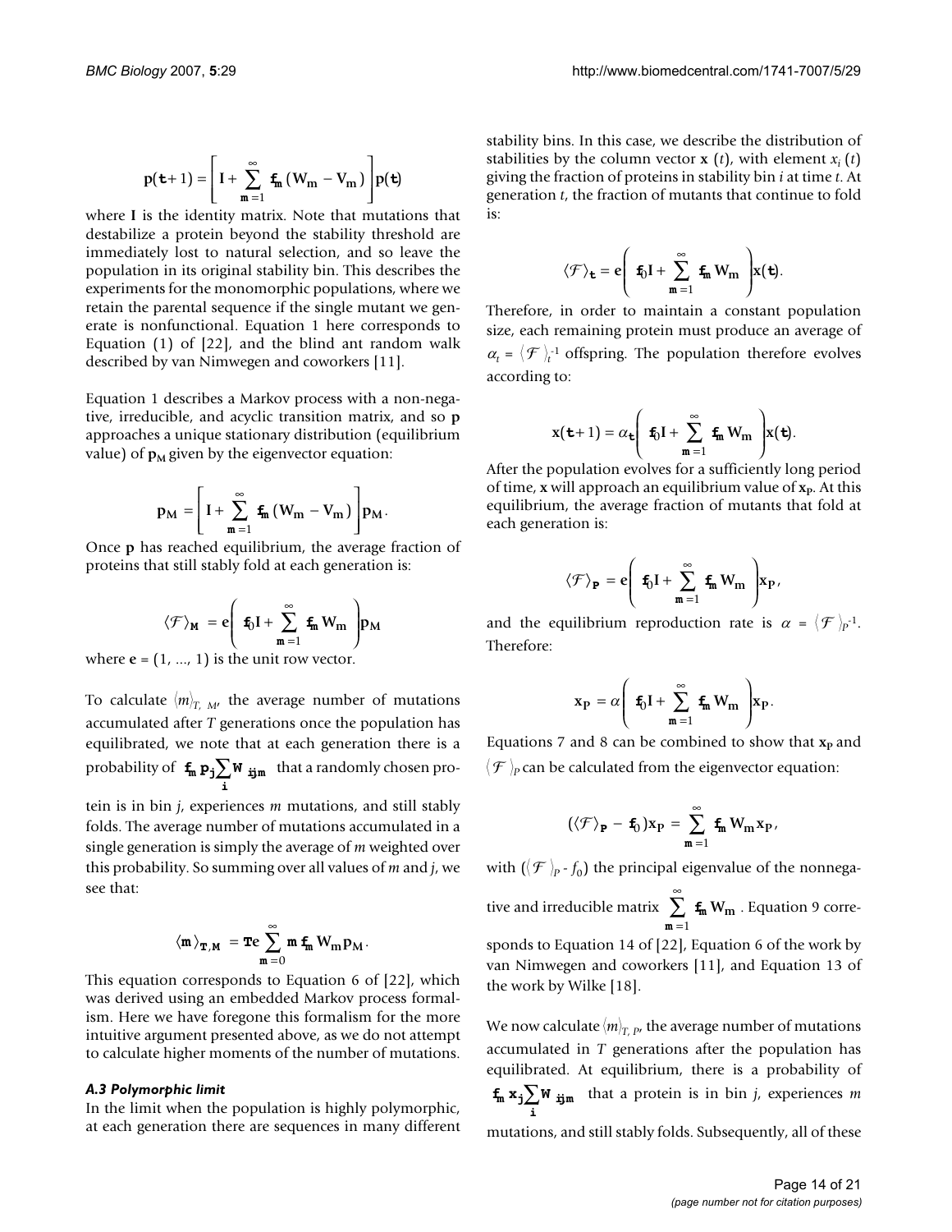$$\mathbf{p}(t+1) = \left[ \mathbf{I} + \sum_{m=1}^{\infty} f_m (\mathbf{W}_m - \mathbf{V}_m) \right] \mathbf{p}(t)$$

where **I** is the identity matrix. Note that mutations that destabilize a protein beyond the stability threshold are immediately lost to natural selection, and so leave the population in its original stability bin. This describes the experiments for the monomorphic populations, where we retain the parental sequence if the single mutant we generate is nonfunctional. Equation 1 here corresponds to Equation (1) of [22], and the blind ant random walk described by van Nimwegen and coworkers [11].

Equation 1 describes a Markov process with a non-negative, irreducible, and acyclic transition matrix, and so **p** approaches a unique stationary distribution (equilibrium value) of $\mathbf{p}_M$ given by the eigenvector equation:

$$\mathbf{p}_M = \left[ \mathbf{I} + \sum_{m=1}^{\infty} f_m (\mathbf{W}_m - \mathbf{V}_m) \right] \mathbf{p}_M.$$

Once **p** has reached equilibrium, the average fraction of proteins that still stably fold at each generation is:

$$\langle \mathcal{F} \rangle_M = \mathbf{e} \left( f_0 \mathbf{I} + \sum_{m=1}^{\infty} f_m \mathbf{W}_m \right) \mathbf{p}_M$$

where $\mathbf{e} = (1, ..., 1)$ is the unit row vector.

To calculate $\langle m \rangle_{T,\ M}$, the average number of mutations accumulated after $T$ generations once the population has equilibrated, we note that at each generation there is a probability of $f_m p_j \sum_i W_{ijm}$ that a randomly chosen protein is in bin $j$, experiences $m$ mutations, and still stably folds. The average number of mutations accumulated in a single generation is simply the average of $m$ weighted over this probability. So summing over all values of $m$ and $j$, we see that:

$$\langle m \rangle_{T,M} = T \mathbf{e} \sum_{m=0}^{\infty} m f_m \mathbf{W}_m \mathbf{p}_M.$$

This equation corresponds to Equation 6 of [22], which was derived using an embedded Markov process formalism. Here we have foregone this formalism for the more intuitive argument presented above, as we do not attempt to calculate higher moments of the number of mutations.

### *A.3 Polymorphic limit*

In the limit when the population is highly polymorphic, at each generation there are sequences in many different stability bins. In this case, we describe the distribution of stabilities by the column vector $\mathbf{x}(t)$, with element $x_i(t)$ giving the fraction of proteins in stability bin $i$ at time $t$. At generation $t$, the fraction of mutants that continue to fold is:

$$\langle \mathcal{F} \rangle_t = \mathbf{e} \left( f_0 \mathbf{I} + \sum_{m=1}^{\infty} f_m \mathbf{W}_m \right) \mathbf{x}(t).$$

Therefore, in order to maintain a constant population size, each remaining protein must produce an average of $\alpha_t = \langle \mathcal{F} \rangle_t^{-1}$ offspring. The population therefore evolves according to:

$$\mathbf{x}(t+1) = \alpha_t \left( f_0 \mathbf{I} + \sum_{m=1}^{\infty} f_m \mathbf{W}_m \right) \mathbf{x}(t).$$

After the population evolves for a sufficiently long period of time, **x** will approach an equilibrium value of $\mathbf{x}_P$. At this equilibrium, the average fraction of mutants that fold at each generation is:

$$\langle \mathcal{F} \rangle_P = \mathbf{e} \left( f_0 \mathbf{I} + \sum_{m=1}^{\infty} f_m \mathbf{W}_m \right) \mathbf{x}_P,$$

and the equilibrium reproduction rate is $\alpha = \langle \mathcal{F} \rangle_P^{-1}$. Therefore:

$$\mathbf{x}_P = \alpha \left( f_0 \mathbf{I} + \sum_{m=1}^{\infty} f_m \mathbf{W}_m \right) \mathbf{x}_P.$$

Equations 7 and 8 can be combined to show that $\mathbf{x}_P$ and $\langle \mathcal{F} \rangle_P$ can be calculated from the eigenvector equation:

$$(\langle \mathcal{F} \rangle_P - f_0) \mathbf{x}_P = \sum_{m=1}^{\infty} f_m \mathbf{W}_m \mathbf{x}_P,$$

with $(\langle \mathcal{F} \rangle_P - f_0)$ the principal eigenvalue of the nonnegative and irreducible matrix $\sum_{m=1}^{\infty} f_m \mathbf{W}_m$. Equation 9 corresponds to Equation 14 of [22], Equation 6 of the work by van Nimwegen and coworkers [11], and Equation 13 of the work by Wilke [18].

We now calculate $\langle m \rangle_{T,\ P}$, the average number of mutations accumulated in $T$ generations after the population has equilibrated. At equilibrium, there is a probability of $f_m x_j \sum_i W_{ijm}$ that a protein is in bin $j$, experiences $m$ mutations, and still stably folds. Subsequently, all of these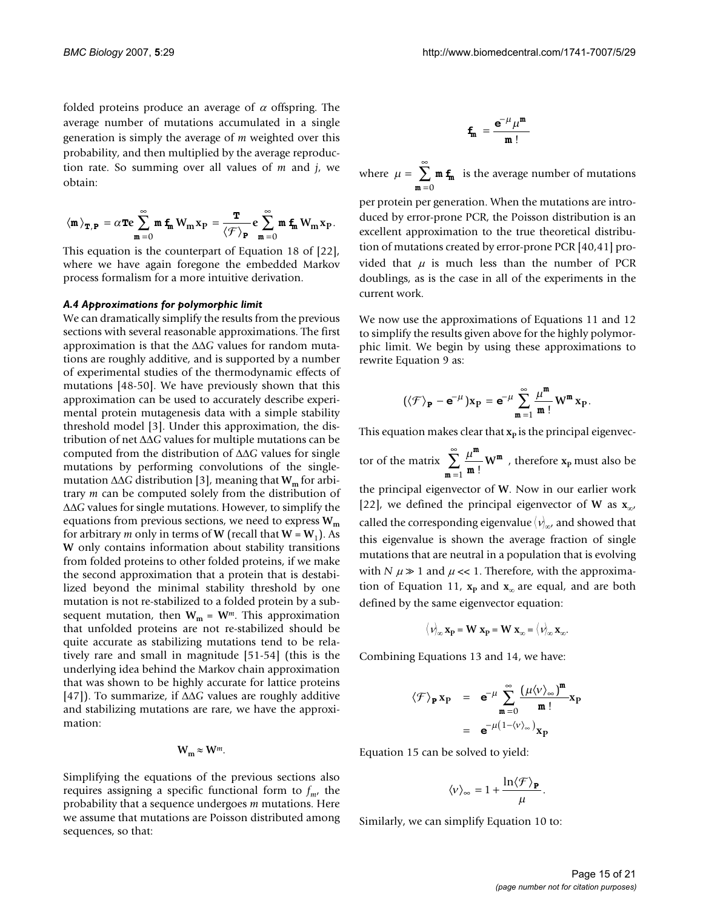folded proteins produce an average of $\alpha$ offspring. The average number of mutations accumulated in a single generation is simply the average of $m$ weighted over this probability, and then multiplied by the average reproduction rate. So summing over all values of $m$ and $j$, we obtain:

$$\langle m \rangle_{T,P} = \alpha \mathbf{T} \mathbf{e} \sum_{m=0}^{\infty} m f_m \mathbf{W}_m \mathbf{x}_P = \frac{\mathbf{T}}{\langle \mathcal{F} \rangle_P} \mathbf{e} \sum_{m=0}^{\infty} m f_m \mathbf{W}_m \mathbf{x}_P.$$

This equation is the counterpart of Equation 18 of [22], where we have again foregone the embedded Markov process formalism for a more intuitive derivation.

### *A.4 Approximations for polymorphic limit*

We can dramatically simplify the results from the previous sections with several reasonable approximations. The first approximation is that the $\Delta\Delta G$ values for random mutations are roughly additive, and is supported by a number of experimental studies of the thermodynamic effects of mutations [48-50]. We have previously shown that this approximation can be used to accurately describe experimental protein mutagenesis data with a simple stability threshold model [3]. Under this approximation, the distribution of net $\Delta\Delta G$ values for multiple mutations can be computed from the distribution of $\Delta\Delta G$ values for single mutations by performing convolutions of the single-mutation $\Delta\Delta G$ distribution [3], meaning that $\mathbf{W}_m$ for arbitrary $m$ can be computed solely from the distribution of $\Delta\Delta G$ values for single mutations. However, to simplify the equations from previous sections, we need to express $\mathbf{W}_m$ for arbitrary $m$ only in terms of $\mathbf{W}$ (recall that $\mathbf{W} = \mathbf{W}_1$). As $\mathbf{W}$ only contains information about stability transitions from folded proteins to other folded proteins, if we make the second approximation that a protein that is destabilized beyond the minimal stability threshold by one mutation is not re-stabilized to a folded protein by a subsequent mutation, then $\mathbf{W}_m = \mathbf{W}^m$. This approximation that unfolded proteins are not re-stabilized should be quite accurate as stabilizing mutations tend to be relatively rare and small in magnitude [51-54] (this is the underlying idea behind the Markov chain approximation that was shown to be highly accurate for lattice proteins [47]). To summarize, if $\Delta\Delta G$ values are roughly additive and stabilizing mutations are rare, we have the approximation:

$$\mathbf{W}_m \approx \mathbf{W}^m.$$

Simplifying the equations of the previous sections also requires assigning a specific functional form to $f_m$, the probability that a sequence undergoes $m$ mutations. Here we assume that mutations are Poisson distributed among sequences, so that:

$$f_m = \frac{e^{-\mu} \mu^m}{m!}$$

where $\mu = \sum_{m=0}^{\infty} m f_m$ is the average number of mutations per protein per generation. When the mutations are introduced by error-prone PCR, the Poisson distribution is an excellent approximation to the true theoretical distribution of mutations created by error-prone PCR [40,41] provided that $\mu$ is much less than the number of PCR doublings, as is the case in all of the experiments in the current work.

We now use the approximations of Equations 11 and 12 to simplify the results given above for the highly polymorphic limit. We begin by using these approximations to rewrite Equation 9 as:

$$(\langle \mathcal{F} \rangle_P - e^{-\mu}) \mathbf{x}_P = e^{-\mu} \sum_{m=1}^{\infty} \frac{\mu^m}{m!} \mathbf{W}^m \mathbf{x}_P.$$

This equation makes clear that $\mathbf{x}_P$ is the principal eigenvector of the matrix $\sum_{m=1}^{\infty} \frac{\mu^m}{m!} \mathbf{W}^m$, therefore $\mathbf{x}_P$ must also be the principal eigenvector of $\mathbf{W}$. Now in our earlier work [22], we defined the principal eigenvector of $\mathbf{W}$ as $\mathbf{x}_\infty$, called the corresponding eigenvalue $\langle \nu \rangle_\infty$, and showed that this eigenvalue is shown the average fraction of single mutations that are neutral in a population that is evolving with $N\mu \gg 1$ and $\mu << 1$. Therefore, with the approximation of Equation 11, $\mathbf{x}_P$ and $\mathbf{x}_\infty$ are equal, and are both defined by the same eigenvector equation:

$$\langle \nu \rangle_\infty \mathbf{x}_P = \mathbf{W} \mathbf{x}_P = \mathbf{W} \mathbf{x}_\infty = \langle \nu \rangle_\infty \mathbf{x}_\infty.$$

Combining Equations 13 and 14, we have:

$$\begin{aligned} \langle \mathcal{F} \rangle_P \mathbf{x}_P &= e^{-\mu} \sum_{m=0}^{\infty} \frac{(\mu \langle \nu \rangle_\infty)^m}{m!} \mathbf{x}_P \\ &= e^{-\mu(1 - \langle \nu \rangle_\infty)} \mathbf{x}_P \end{aligned}$$

Equation 15 can be solved to yield:

$$\langle \nu \rangle_\infty = 1 + \frac{\ln \langle \mathcal{F} \rangle_P}{\mu}.$$

Similarly, we can simplify Equation 10 to: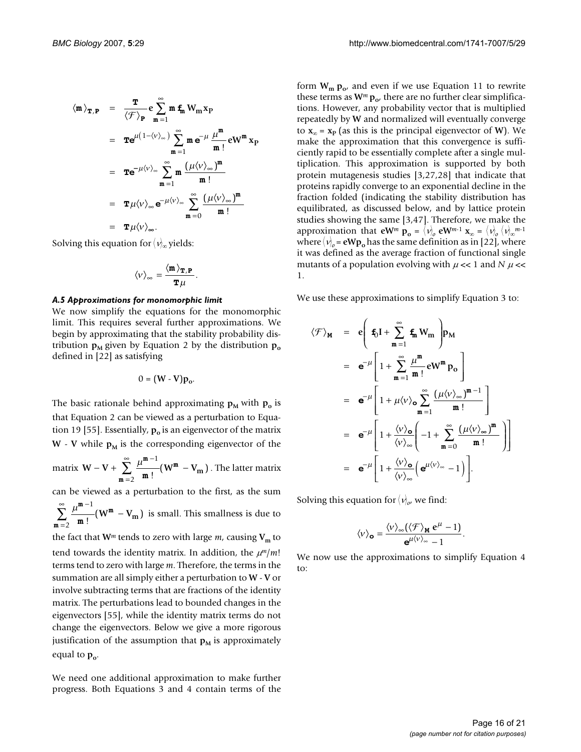$$
\begin{aligned}
\langle \mathtt{m} \rangle_{\mathtt{T,P}} &= \frac{\mathtt{T}}{\langle \mathcal{F} \rangle_{\mathtt{P}}} \mathbf{e} \sum_{\mathtt{m}=1}^{\infty} \mathtt{m}\, \mathtt{f}_{\mathtt{m}}\, \mathbf{W}_{\mathbf{m}} \mathbf{x}_{\mathbf{P}} \\
&= \mathtt{T} e^{\mu\left(1-\langle \nu \rangle_{\infty}\right)} \sum_{\mathtt{m}=1}^{\infty} \mathtt{m}\, e^{-\mu} \frac{\mu^{\mathtt{m}}}{\mathtt{m}\,!} \mathbf{e} \mathbf{W}^{\mathtt{m}} \mathbf{x}_{\mathbf{P}} \\
&= \mathtt{T} e^{-\mu \langle \nu \rangle_{\infty}} \sum_{\mathtt{m}=1}^{\infty} \mathtt{m} \frac{\left(\mu \langle \nu \rangle_{\infty}\right)^{\mathtt{m}}}{\mathtt{m}\,!} \\
&= \mathtt{T} \mu \langle \nu \rangle_{\infty} e^{-\mu \langle \nu \rangle_{\infty}} \sum_{\mathtt{m}=0}^{\infty} \frac{\left(\mu \langle \nu \rangle_{\infty}\right)^{\mathtt{m}}}{\mathtt{m}\,!} \\
&= \mathtt{T} \mu \langle \nu \rangle_{\infty}.
\end{aligned}
$$

Solving this equation for $\langle \nu \rangle_{\infty}$ yields:

$$
\langle \nu \rangle_{\infty} = \frac{\langle \mathtt{m} \rangle_{\mathtt{T,P}}}{\mathtt{T} \mu}.
$$

### *A.5 Approximations for monomorphic limit*

We now simplify the equations for the monomorphic limit. This requires several further approximations. We begin by approximating that the stability probability distribution $\mathbf{p}_{\mathbf{M}}$ given by Equation 2 by the distribution $\mathbf{p}_{\mathbf{o}}$ defined in [22] as satisfying

$$
0 = (\mathbf{W} - \mathbf{V})\mathbf{p}_{\mathbf{o}}.
$$

The basic rationale behind approximating $\mathbf{p}_{\mathbf{M}}$ with $\mathbf{p}_{\mathbf{o}}$ is that Equation 2 can be viewed as a perturbation to Equation 19 [55]. Essentially, $\mathbf{p}_{\mathbf{o}}$ is an eigenvector of the matrix $\mathbf{W}$ - $\mathbf{V}$ while $\mathbf{p}_{\mathbf{M}}$ is the corresponding eigenvector of the matrix $\mathbf{W} - \mathbf{V} + \sum_{\mathtt{m}=2}^{\infty} \frac{\mu^{\mathtt{m}-1}}{\mathtt{m}\,!}(\mathbf{W}^{\mathtt{m}} - \mathbf{V}_{\mathbf{m}})$. The latter matrix can be viewed as a perturbation to the first, as the sum $\sum_{\mathtt{m}=2}^{\infty} \frac{\mu^{\mathtt{m}-1}}{\mathtt{m}\,!}(\mathbf{W}^{\mathtt{m}} - \mathbf{V}_{\mathbf{m}})$ is small. This smallness is due to the fact that $\mathbf{W}^m$ tends to zero with large $m$, causing $\mathbf{V}_{\mathbf{m}}$ to tend towards the identity matrix. In addition, the $\mu^m/m!$ terms tend to zero with large $m$. Therefore, the terms in the summation are all simply either a perturbation to $\mathbf{W}$ - $\mathbf{V}$ or involve subtracting terms that are fractions of the identity matrix. The perturbations lead to bounded changes in the eigenvectors [55], while the identity matrix terms do not change the eigenvectors. Below we give a more rigorous justification of the assumption that $\mathbf{p}_{\mathbf{M}}$ is approximately equal to $\mathbf{p}_{\mathbf{o}}$.

We need one additional approximation to make further progress. Both Equations 3 and 4 contain terms of the form $\mathbf{W}_{\mathbf{m}}\, \mathbf{p}_{\mathbf{o}}$, and even if we use Equation 11 to rewrite these terms as $\mathbf{W}^m\, \mathbf{p}_{\mathbf{o}}$, there are no further clear simplifications. However, any probability vector that is multiplied repeatedly by $\mathbf{W}$ and normalized will eventually converge to $\mathbf{x}_{\infty} = \mathbf{x}_{\mathbf{P}}$ (as this is the principal eigenvector of $\mathbf{W}$). We make the approximation that this convergence is sufficiently rapid to be essentially complete after a single multiplication. This approximation is supported by both protein mutagenesis studies [3,27,28] that indicate that proteins rapidly converge to an exponential decline in the fraction folded (indicating the stability distribution has equilibrated, as discussed below, and by lattice protein studies showing the same [3,47]. Therefore, we make the approximation that $\mathbf{e}\mathbf{W}^m\, \mathbf{p}_{\mathbf{o}} = \langle \nu \rangle_o\, \mathbf{e}\mathbf{W}^{m-1}\, \mathbf{x}_{\infty} = \langle \nu \rangle_o \langle \nu \rangle_{\infty}^{m-1}$ where $\langle \nu \rangle_o = \mathbf{e}\mathbf{W}\mathbf{p}_{\mathbf{o}}$ has the same definition as in [22], where it was defined as the average fraction of functional single mutants of a population evolving with $\mu << 1$ and $N\,\mu << 1$.

We use these approximations to simplify Equation 3 to:

$$
\begin{aligned}
\langle \mathcal{F} \rangle_{\mathbf{M}} &= \mathbf{e}\left(\mathtt{f}_0 \mathbf{I} + \sum_{\mathtt{m}=1}^{\infty} \mathtt{f}_{\mathtt{m}} \mathbf{W}_{\mathbf{m}}\right)\mathbf{p}_{\mathbf{M}} \\
&= e^{-\mu}\left[1 + \sum_{\mathtt{m}=1}^{\infty} \frac{\mu^{\mathtt{m}}}{\mathtt{m}\,!} \mathbf{e}\mathbf{W}^{\mathtt{m}} \mathbf{p}_{\mathbf{o}}\right] \\
&= e^{-\mu}\left[1 + \mu \langle \nu \rangle_{\mathbf{o}} \sum_{\mathtt{m}=1}^{\infty} \frac{\left(\mu \langle \nu \rangle_{\infty}\right)^{\mathtt{m}-1}}{\mathtt{m}\,!}\right] \\
&= e^{-\mu}\left[1 + \frac{\langle \nu \rangle_{\mathbf{o}}}{\langle \nu \rangle_{\infty}}\left(-1 + \sum_{\mathtt{m}=0}^{\infty} \frac{\left(\mu \langle \nu \rangle_{\infty}\right)^{\mathtt{m}}}{\mathtt{m}\,!}\right)\right] \\
&= e^{-\mu}\left[1 + \frac{\langle \nu \rangle_{\mathbf{o}}}{\langle \nu \rangle_{\infty}}\left(e^{\mu \langle \nu \rangle_{\infty}} - 1\right)\right].
\end{aligned}
$$

Solving this equation for $\langle \nu \rangle_o$, we find:

$$
\langle \nu \rangle_{\mathbf{o}} = \frac{\langle \nu \rangle_{\infty}\left(\langle \mathcal{F} \rangle_{\mathbf{M}}\, e^{\mu} - 1\right)}{e^{\mu \langle \nu \rangle_{\infty}} - 1}.
$$

We now use the approximations to simplify Equation 4 to: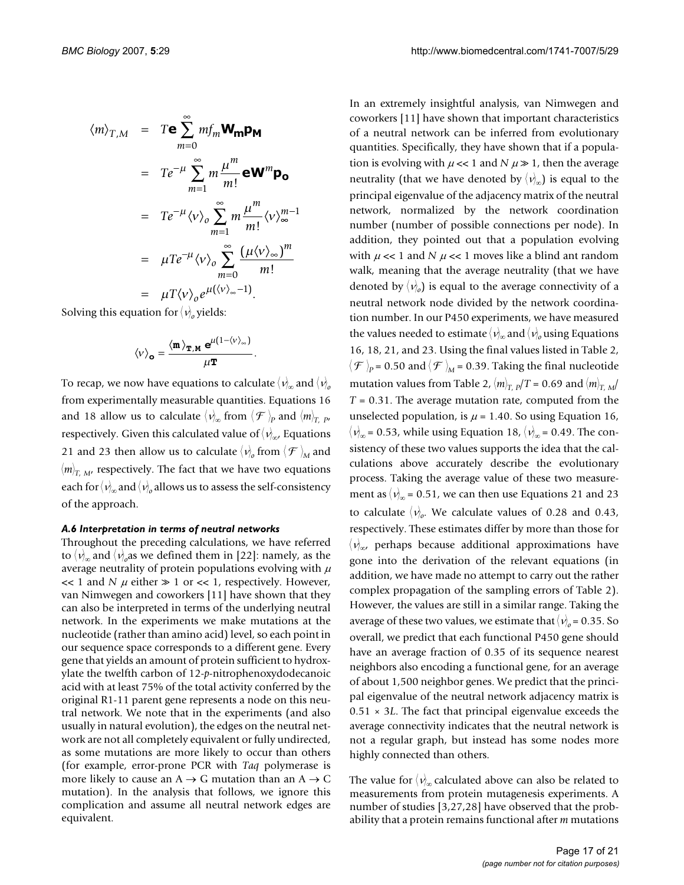$$
\begin{aligned}
\langle m \rangle_{T,M} &= T\mathbf{e}\sum_{m=0}^{\infty} m f_m \mathbf{W_m p_M} \\
&= Te^{-\mu}\sum_{m=1}^{\infty} m\frac{\mu^m}{m!}\mathbf{e}\mathbf{W}^m\mathbf{p_o} \\
&= Te^{-\mu}\langle \nu \rangle_o \sum_{m=1}^{\infty} m\frac{\mu^m}{m!}\langle \nu \rangle_\infty^{m-1} \\
&= \mu Te^{-\mu}\langle \nu \rangle_o \sum_{m=0}^{\infty} \frac{(\mu\langle \nu \rangle_\infty)^m}{m!} \\
&= \mu T\langle \nu \rangle_o e^{\mu(\langle \nu \rangle_\infty - 1)}.
\end{aligned}
$$

Solving this equation for $\langle \nu \rangle_o$ yields:

$$
\langle \nu \rangle_\mathbf{o} = \frac{\langle \mathbf{m} \rangle_\mathbf{T,M}\, \mathbf{e}^{\mu(1-\langle \nu \rangle_\infty)}}{\mu \mathbf{T}}.
$$

To recap, we now have equations to calculate $\langle \nu \rangle_\infty$ and $\langle \nu \rangle_o$ from experimentally measurable quantities. Equations 16 and 18 allow us to calculate $\langle \nu \rangle_\infty$ from $\langle \mathcal{F} \rangle_P$ and $\langle m \rangle_{T,P}$, respectively. Given this calculated value of $\langle \nu \rangle_\infty$, Equations 21 and 23 then allow us to calculate $\langle \nu \rangle_o$ from $\langle \mathcal{F} \rangle_M$ and $\langle m \rangle_{T,M}$, respectively. The fact that we have two equations each for $\langle \nu \rangle_\infty$ and $\langle \nu \rangle_o$ allows us to assess the self-consistency of the approach.

#### *A.6 Interpretation in terms of neutral networks*

Throughout the preceding calculations, we have referred to $\langle \nu \rangle_\infty$ and $\langle \nu \rangle_o$ as we defined them in [22]: namely, as the average neutrality of protein populations evolving with $\mu << 1$ and $N\mu$ either $\gg 1$ or $<< 1$, respectively. However, van Nimwegen and coworkers [11] have shown that they can also be interpreted in terms of the underlying neutral network. In the experiments we make mutations at the nucleotide (rather than amino acid) level, so each point in our sequence space corresponds to a different gene. Every gene that yields an amount of protein sufficient to hydroxylate the twelfth carbon of 12-*p*-nitrophenoxydodecanoic acid with at least 75% of the total activity conferred by the original R1-11 parent gene represents a node on this neutral network. We note that in the experiments (and also usually in natural evolution), the edges on the neutral network are not all completely equivalent or fully undirected, as some mutations are more likely to occur than others (for example, error-prone PCR with *Taq* polymerase is more likely to cause an A → G mutation than an A → C mutation). In the analysis that follows, we ignore this complication and assume all neutral network edges are equivalent.

In an extremely insightful analysis, van Nimwegen and coworkers [11] have shown that important characteristics of a neutral network can be inferred from evolutionary quantities. Specifically, they have shown that if a population is evolving with $\mu << 1$ and $N\mu \gg 1$, then the average neutrality (that we have denoted by $\langle \nu \rangle_\infty$) is equal to the principal eigenvalue of the adjacency matrix of the neutral network, normalized by the network coordination number (number of possible connections per node). In addition, they pointed out that a population evolving with $\mu << 1$ and $N\mu << 1$ moves like a blind ant random walk, meaning that the average neutrality (that we have denoted by $\langle \nu \rangle_o$) is equal to the average connectivity of a neutral network node divided by the network coordination number. In our P450 experiments, we have measured the values needed to estimate $\langle \nu \rangle_\infty$ and $\langle \nu \rangle_o$ using Equations 16, 18, 21, and 23. Using the final values listed in Table 2, $\langle \mathcal{F} \rangle_P = 0.50$ and $\langle \mathcal{F} \rangle_M = 0.39$. Taking the final nucleotide mutation values from Table 2, $\langle m \rangle_{T,P}/T = 0.69$ and $\langle m \rangle_{T,M}/T = 0.31$. The average mutation rate, computed from the unselected population, is $\mu = 1.40$. So using Equation 16, $\langle \nu \rangle_\infty = 0.53$, while using Equation 18, $\langle \nu \rangle_\infty = 0.49$. The consistency of these two values supports the idea that the calculations above accurately describe the evolutionary process. Taking the average value of these two measurement as $\langle \nu \rangle_\infty = 0.51$, we can then use Equations 21 and 23 to calculate $\langle \nu \rangle_o$. We calculate values of 0.28 and 0.43, respectively. These estimates differ by more than those for $\langle \nu \rangle_\infty$, perhaps because additional approximations have gone into the derivation of the relevant equations (in addition, we have made no attempt to carry out the rather complex propagation of the sampling errors of Table 2). However, the values are still in a similar range. Taking the average of these two values, we estimate that $\langle \nu \rangle_o = 0.35$. So overall, we predict that each functional P450 gene should have an average fraction of 0.35 of its sequence nearest neighbors also encoding a functional gene, for an average of about 1,500 neighbor genes. We predict that the principal eigenvalue of the neutral network adjacency matrix is $0.51 \times 3L$. The fact that principal eigenvalue exceeds the average connectivity indicates that the neutral network is not a regular graph, but instead has some nodes more highly connected than others.

The value for $\langle \nu \rangle_\infty$ calculated above can also be related to measurements from protein mutagenesis experiments. A number of studies [3,27,28] have observed that the probability that a protein remains functional after $m$ mutations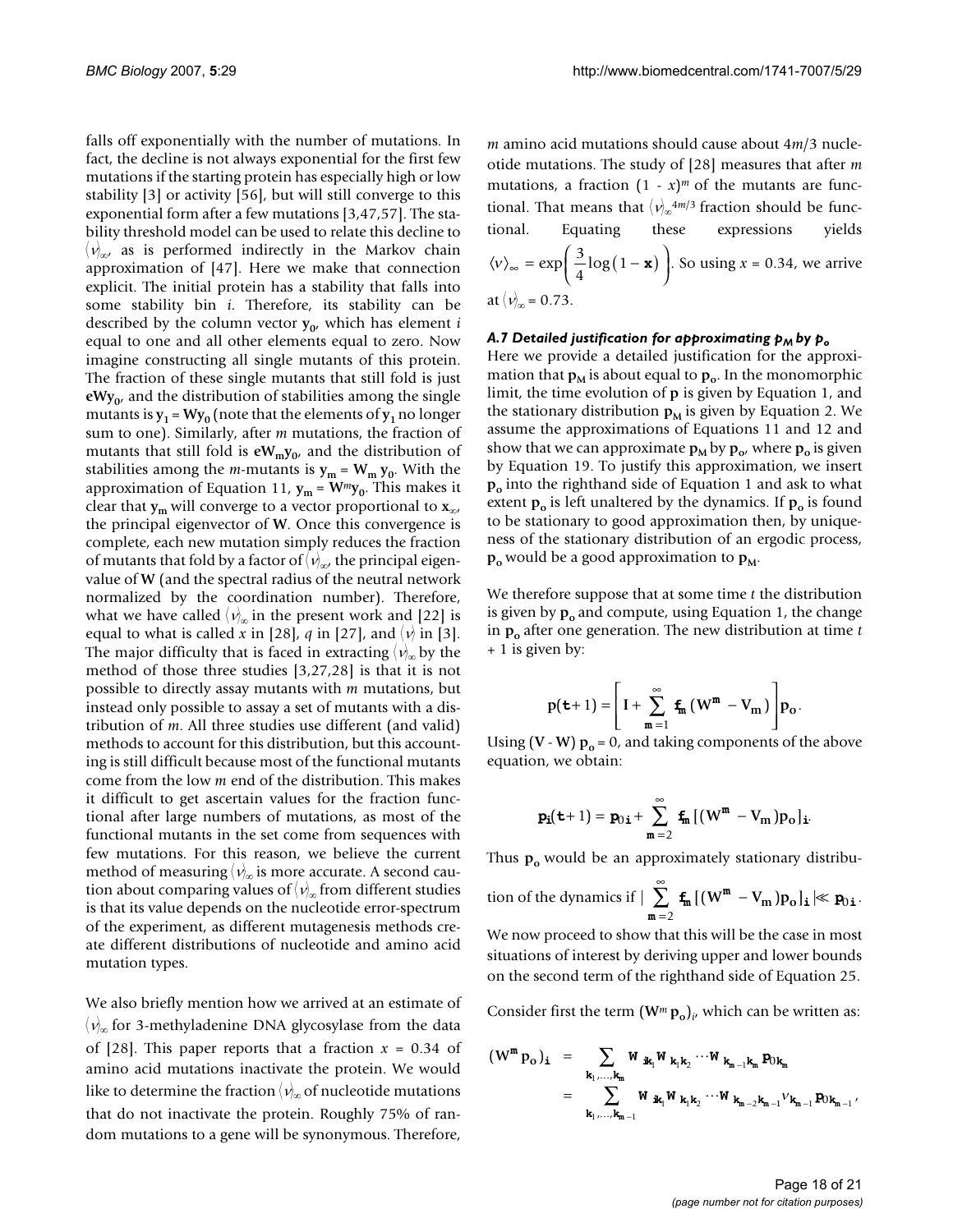falls off exponentially with the number of mutations. In fact, the decline is not always exponential for the first few mutations if the starting protein has especially high or low stability [3] or activity [56], but will still converge to this exponential form after a few mutations [3,47,57]. The stability threshold model can be used to relate this decline to $\langle\nu\rangle_\infty$, as is performed indirectly in the Markov chain approximation of [47]. Here we make that connection explicit. The initial protein has a stability that falls into some stability bin *i*. Therefore, its stability can be described by the column vector $\mathbf{y_0}$, which has element *i* equal to one and all other elements equal to zero. Now imagine constructing all single mutants of this protein. The fraction of these single mutants that still fold is just $\mathbf{eWy_0}$, and the distribution of stabilities among the single mutants is $\mathbf{y_1} = \mathbf{Wy_0}$ (note that the elements of $\mathbf{y_1}$ no longer sum to one). Similarly, after *m* mutations, the fraction of mutants that still fold is $\mathbf{eW_m y_0}$, and the distribution of stabilities among the *m*-mutants is $\mathbf{y_m} = \mathbf{W_m}\,\mathbf{y_0}$. With the approximation of Equation 11, $\mathbf{y_m} = \mathbf{W}^m\mathbf{y_0}$. This makes it clear that $\mathbf{y_m}$ will converge to a vector proportional to $\mathbf{x}_\infty$, the principal eigenvector of $\mathbf{W}$. Once this convergence is complete, each new mutation simply reduces the fraction of mutants that fold by a factor of $\langle\nu\rangle_\infty$, the principal eigenvalue of $\mathbf{W}$ (and the spectral radius of the neutral network normalized by the coordination number). Therefore, what we have called $\langle\nu\rangle_\infty$ in the present work and [22] is equal to what is called *x* in [28], *q* in [27], and $\langle\nu\rangle$ in [3]. The major difficulty that is faced in extracting $\langle\nu\rangle_\infty$ by the method of those three studies [3,27,28] is that it is not possible to directly assay mutants with *m* mutations, but instead only possible to assay a set of mutants with a distribution of *m*. All three studies use different (and valid) methods to account for this distribution, but this accounting is still difficult because most of the functional mutants come from the low *m* end of the distribution. This makes it difficult to get ascertain values for the fraction functional after large numbers of mutations, as most of the functional mutants in the set come from sequences with few mutations. For this reason, we believe the current method of measuring $\langle\nu\rangle_\infty$ is more accurate. A second caution about comparing values of $\langle\nu\rangle_\infty$ from different studies is that its value depends on the nucleotide error-spectrum of the experiment, as different mutagenesis methods create different distributions of nucleotide and amino acid mutation types.

We also briefly mention how we arrived at an estimate of $\langle\nu\rangle_\infty$ for 3-methyladenine DNA glycosylase from the data of [28]. This paper reports that a fraction $x = 0.34$ of amino acid mutations inactivate the protein. We would like to determine the fraction $\langle\nu\rangle_\infty$ of nucleotide mutations that do not inactivate the protein. Roughly 75% of random mutations to a gene will be synonymous. Therefore, *m* amino acid mutations should cause about $4m/3$ nucleotide mutations. The study of [28] measures that after *m* mutations, a fraction $(1 - x)^m$ of the mutants are functional. That means that $\langle\nu\rangle_\infty^{4m/3}$ fraction should be functional. Equating these expressions yields $\langle\nu\rangle_\infty = \exp\left(\frac{3}{4}\log(1-\mathbf{x})\right)$. So using $x = 0.34$, we arrive at $\langle\nu\rangle_\infty = 0.73$.

#### *A.7 Detailed justification for approximating $p_M$ by $p_o$*

Here we provide a detailed justification for the approximation that $\mathbf{p_M}$ is about equal to $\mathbf{p_o}$. In the monomorphic limit, the time evolution of $\mathbf{p}$ is given by Equation 1, and the stationary distribution $\mathbf{p_M}$ is given by Equation 2. We assume the approximations of Equations 11 and 12 and show that we can approximate $\mathbf{p_M}$ by $\mathbf{p_o}$, where $\mathbf{p_o}$ is given by Equation 19. To justify this approximation, we insert $\mathbf{p_o}$ into the righthand side of Equation 1 and ask to what extent $\mathbf{p_o}$ is left unaltered by the dynamics. If $\mathbf{p_o}$ is found to be stationary to good approximation then, by uniqueness of the stationary distribution of an ergodic process, $\mathbf{p_o}$ would be a good approximation to $\mathbf{p_M}$.

We therefore suppose that at some time *t* the distribution is given by $\mathbf{p_o}$ and compute, using Equation 1, the change in $\mathbf{p_o}$ after one generation. The new distribution at time $t + 1$ is given by:

$$\mathbf{p}(t+1) = \left[\mathbf{I} + \sum_{m=1}^{\infty} f_m\left(\mathbf{W}^m - \mathbf{V}_m\right)\right]\mathbf{p_o}.$$

Using $(\mathbf{V} - \mathbf{W})\,\mathbf{p_o} = 0$, and taking components of the above equation, we obtain:

$$p_i(t+1) = p_{0i} + \sum_{m=2}^{\infty} f_m\left[\left(\mathbf{W}^m - \mathbf{V}_m\right)\mathbf{p_o}\right]_i.$$

Thus $\mathbf{p_o}$ would be an approximately stationary distribution of the dynamics if $\left|\sum_{m=2}^{\infty} f_m\left[\left(\mathbf{W}^m - \mathbf{V}_m\right)\mathbf{p_o}\right]_i\right| \ll p_{0i}$.

We now proceed to show that this will be the case in most situations of interest by deriving upper and lower bounds on the second term of the righthand side of Equation 25.

Consider first the term $(\mathbf{W}^m\,\mathbf{p_o})_i$, which can be written as:

$$\begin{aligned}(\mathbf{W}^m\mathbf{p_o})_i &= \sum_{k_1,\ldots,k_m} W_{ik_1}W_{k_1k_2}\cdots W_{k_{m-1}k_m}p_{0k_m}\\ &= \sum_{k_1,\ldots,k_{m-1}} W_{ik_1}W_{k_1k_2}\cdots W_{k_{m-2}k_{m-1}}\nu_{k_{m-1}}p_{0k_{m-1}},\end{aligned}$$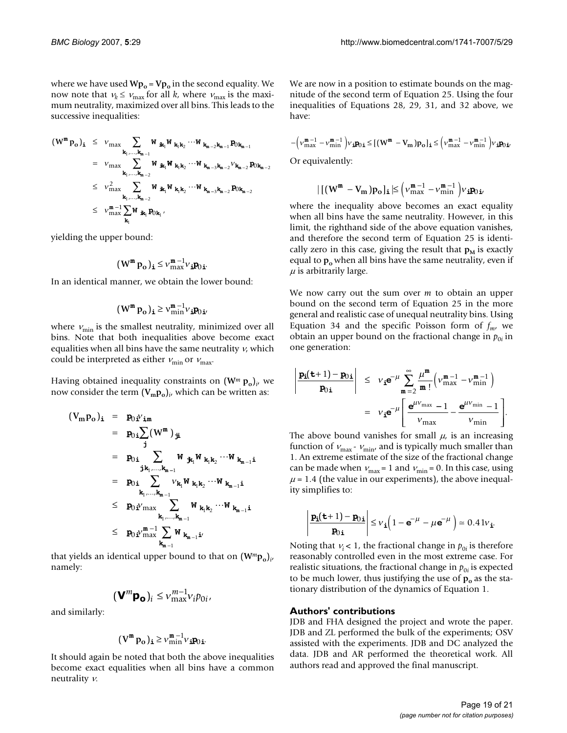where we have used $\mathbf{Wp_o} = \mathbf{Vp_o}$ in the second equality. We now note that $\nu_k \leq \nu_{\max}$ for all $k$, where $\nu_{\max}$ is the maximum neutrality, maximized over all bins. This leads to the successive inequalities:

$$
\begin{aligned}
(\mathbf{W^m p_o})_\mathbf{i} &\leq \nu_{\max} \sum_{\mathbf{k}_1,\ldots,\mathbf{k}_{m-1}} W_{\mathbf{ik}_1} W_{\mathbf{k}_1\mathbf{k}_2} \cdots W_{\mathbf{k}_{m-2}\mathbf{k}_{m-1}} p_{0\mathbf{k}_{m-1}} \\
&= \nu_{\max} \sum_{\mathbf{k}_1,\ldots,\mathbf{k}_{m-2}} W_{\mathbf{ik}_1} W_{\mathbf{k}_1\mathbf{k}_2} \cdots W_{\mathbf{k}_{m-3}\mathbf{k}_{m-2}} \nu_{\mathbf{k}_{m-2}} p_{0\mathbf{k}_{m-2}} \\
&\leq \nu_{\max}^2 \sum_{\mathbf{k}_1,\ldots,\mathbf{k}_{m-2}} W_{\mathbf{ik}_1} W_{\mathbf{k}_1\mathbf{k}_2} \cdots W_{\mathbf{k}_{m-3}\mathbf{k}_{m-2}} p_{0\mathbf{k}_{m-2}} \\
&\leq \nu_{\max}^{m-1} \sum_{\mathbf{k}_1} W_{\mathbf{ik}_1} p_{0\mathbf{k}_1},
\end{aligned}
$$

yielding the upper bound:

$$(\mathbf{W^m p_o})_\mathbf{i} \leq \nu_{\max}^{m-1} \nu_\mathbf{i} p_{0\mathbf{i}}.$$

In an identical manner, we obtain the lower bound:

$$(\mathbf{W^m p_o})_\mathbf{i} \geq \nu_{\min}^{m-1} \nu_\mathbf{i} p_{0\mathbf{i}},$$

where $\nu_{\min}$ is the smallest neutrality, minimized over all bins. Note that both inequalities above become exact equalities when all bins have the same neutrality $\nu$, which could be interpreted as either $\nu_{\min}$ or $\nu_{\max}$.

Having obtained inequality constraints on $(\mathbf{W}^m \mathbf{p_o})_i$, we now consider the term $(\mathbf{V_m p_o})_i$, which can be written as:

$$
\begin{aligned}
(\mathbf{V_m p_o})_\mathbf{i} &= p_{0\mathbf{i}} \nu_{\mathbf{i}m} \\
&= p_{0\mathbf{i}} \sum_\mathbf{j} (\mathbf{W^m})_{\mathbf{ji}} \\
&= p_{0\mathbf{i}} \sum_{\mathbf{jk}_1,\ldots,\mathbf{k}_{m-1}} W_{\mathbf{jk}_1} W_{\mathbf{k}_1\mathbf{k}_2} \cdots W_{\mathbf{k}_{m-1}\mathbf{i}} \\
&= p_{0\mathbf{i}} \sum_{\mathbf{k}_1,\ldots,\mathbf{k}_{m-1}} \nu_{\mathbf{k}_1} W_{\mathbf{k}_1\mathbf{k}_2} \cdots W_{\mathbf{k}_{m-1}\mathbf{i}} \\
&\leq p_{0\mathbf{i}} \nu_{\max} \sum_{\mathbf{k}_1,\ldots,\mathbf{k}_{m-1}} W_{\mathbf{k}_1\mathbf{k}_2} \cdots W_{\mathbf{k}_{m-1}\mathbf{i}} \\
&\leq p_{0\mathbf{i}} \nu_{\max}^{m-1} \sum_{\mathbf{k}_{m-1}} W_{\mathbf{k}_{m-1}\mathbf{i}},
\end{aligned}
$$

that yields an identical upper bound to that on $(\mathbf{W}^m \mathbf{p_o})_i$, namely:

$$(\mathbf{V}^m \mathbf{p_o})_i \leq \nu_{\max}^{m-1} \nu_i p_{0i},$$

and similarly:

$$(\mathbf{V^m p_o})_\mathbf{i} \geq \nu_{\min}^{m-1} \nu_\mathbf{i} p_{0\mathbf{i}}.$$

It should again be noted that both the above inequalities become exact equalities when all bins have a common neutrality $\nu$.

We are now in a position to estimate bounds on the magnitude of the second term of Equation 25. Using the four inequalities of Equations 28, 29, 31, and 32 above, we have:

$$-\left(\nu_{\max}^{m-1} - \nu_{\min}^{m-1}\right) \nu_\mathbf{i} p_{0\mathbf{i}} \leq [(\mathbf{W^m} - \mathbf{V_m})\mathbf{p_o}]_\mathbf{i} \leq \left(\nu_{\max}^{m-1} - \nu_{\min}^{m-1}\right) \nu_\mathbf{i} p_{0\mathbf{i}},$$

Or equivalently:

$$|[(\mathbf{W^m} - \mathbf{V_m})\mathbf{p_o}]_\mathbf{i}| \leq \left(\nu_{\max}^{m-1} - \nu_{\min}^{m-1}\right) \nu_\mathbf{i} p_{0\mathbf{i}},$$

where the inequality above becomes an exact equality when all bins have the same neutrality. However, in this limit, the righthand side of the above equation vanishes, and therefore the second term of Equation 25 is identically zero in this case, giving the result that $\mathbf{p}_M$ is exactly equal to $\mathbf{p_o}$ when all bins have the same neutrality, even if $\mu$ is arbitrarily large.

We now carry out the sum over $m$ to obtain an upper bound on the second term of Equation 25 in the more general and realistic case of unequal neutrality bins. Using Equation 34 and the specific Poisson form of $f_m$, we obtain an upper bound on the fractional change in $p_{0i}$ in one generation:

$$
\begin{aligned}
\left| \frac{p_\mathbf{i}(t+1) - p_{0\mathbf{i}}}{p_{0\mathbf{i}}} \right| &\leq \nu_\mathbf{i} e^{-\mu} \sum_{m=2}^{\infty} \frac{\mu^m}{m!} \left(\nu_{\max}^{m-1} - \nu_{\min}^{m-1}\right) \\
&= \nu_\mathbf{i} e^{-\mu} \left[ \frac{e^{\mu \nu_{\max}} - 1}{\nu_{\max}} - \frac{e^{\mu \nu_{\min}} - 1}{\nu_{\min}} \right].
\end{aligned}
$$

The above bound vanishes for small $\mu$, is an increasing function of $\nu_{\max}$ - $\nu_{\min}$, and is typically much smaller than 1. An extreme estimate of the size of the fractional change can be made when $\nu_{\max} = 1$ and $\nu_{\min} = 0$. In this case, using $\mu = 1.4$ (the value in our experiments), the above inequality simplifies to:

$$\left| \frac{p_\mathbf{i}(t+1) - p_{0\mathbf{i}}}{p_{0\mathbf{i}}} \right| \leq \nu_\mathbf{i} \left(1 - e^{-\mu} - \mu e^{-\mu}\right) \simeq 0.41 \nu_\mathbf{i}.$$

Noting that $\nu_i < 1$, the fractional change in $p_{0i}$ is therefore reasonably controlled even in the most extreme case. For realistic situations, the fractional change in $p_{0i}$ is expected to be much lower, thus justifying the use of $\mathbf{p_o}$ as the stationary distribution of the dynamics of Equation 1.

## Authors' contributions

JDB and FHA designed the project and wrote the paper. JDB and ZL performed the bulk of the experiments; OSV assisted with the experiments. JDB and DC analyzed the data. JDB and AR performed the theoretical work. All authors read and approved the final manuscript.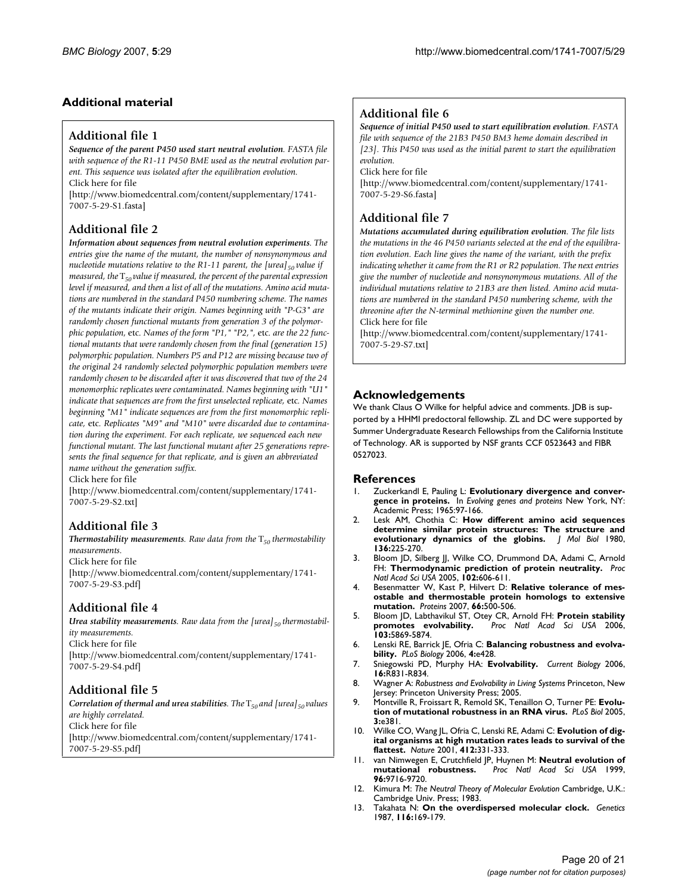## Additional material

### Additional file 1

***Sequence of the parent P450 used start neutral evolution****. FASTA file with sequence of the R1-11 P450 BME used as the neutral evolution parent. This sequence was isolated after the equilibration evolution.*
Click here for file
[http://www.biomedcentral.com/content/supplementary/1741-7007-5-29-S1.fasta]

### Additional file 2

***Information about sequences from neutral evolution experiments****. The entries give the name of the mutant, the number of nonsynonymous and nucleotide mutations relative to the R1-11 parent, the $[urea]_{50}$ value if measured, the $T_{50}$ value if measured, the percent of the parental expression level if measured, and then a list of all of the mutations. Amino acid mutations are numbered in the standard P450 numbering scheme. The names of the mutants indicate their origin. Names beginning with "P-G3" are randomly chosen functional mutants from generation 3 of the polymorphic population,* etc. *Names of the form "P1," "P2,",* etc. *are the 22 functional mutants that were randomly chosen from the final (generation 15) polymorphic population. Numbers P5 and P12 are missing because two of the original 24 randomly selected polymorphic population members were randomly chosen to be discarded after it was discovered that two of the 24 monomorphic replicates were contaminated. Names beginning with "U1" indicate that sequences are from the first unselected replicate,* etc. *Names beginning "M1" indicate sequences are from the first monomorphic replicate,* etc. *Replicates "M9" and "M10" were discarded due to contamination during the experiment. For each replicate, we sequenced each new functional mutant. The last functional mutant after 25 generations represents the final sequence for that replicate, and is given an abbreviated name without the generation suffix.*
Click here for file
[http://www.biomedcentral.com/content/supplementary/1741-7007-5-29-S2.txt]

### Additional file 3

***Thermostability measurements****. Raw data from the $T_{50}$ thermostability measurements.*
Click here for file
[http://www.biomedcentral.com/content/supplementary/1741-7007-5-29-S3.pdf]

### Additional file 4

***Urea stability measurements****. Raw data from the $[urea]_{50}$ thermostability measurements.*
Click here for file
[http://www.biomedcentral.com/content/supplementary/1741-7007-5-29-S4.pdf]

### Additional file 5

***Correlation of thermal and urea stabilities****. The $T_{50}$ and $[urea]_{50}$ values are highly correlated.*
Click here for file
[http://www.biomedcentral.com/content/supplementary/1741-7007-5-29-S5.pdf]

### Additional file 6

***Sequence of initial P450 used to start equilibration evolution****. FASTA file with sequence of the 21B3 P450 BM3 heme domain described in [23]. This P450 was used as the initial parent to start the equilibration evolution.*
Click here for file
[http://www.biomedcentral.com/content/supplementary/1741-7007-5-29-S6.fasta]

### Additional file 7

***Mutations accumulated during equilibration evolution****. The file lists the mutations in the 46 P450 variants selected at the end of the equilibration evolution. Each line gives the name of the variant, with the prefix indicating whether it came from the R1 or R2 population. The next entries give the number of nucleotide and nonsynonymous mutations. All of the individual mutations relative to 21B3 are then listed. Amino acid mutations are numbered in the standard P450 numbering scheme, with the threonine after the N-terminal methionine given the number one.*
Click here for file
[http://www.biomedcentral.com/content/supplementary/1741-7007-5-29-S7.txt]

## Acknowledgements

We thank Claus O Wilke for helpful advice and comments. JDB is supported by a HHMI predoctoral fellowship. ZL and DC were supported by Summer Undergraduate Research Fellowships from the California Institute of Technology. AR is supported by NSF grants CCF 0523643 and FIBR 0527023.

## References

1. Zuckerkandl E, Pauling L: **Evolutionary divergence and convergence in proteins.** In *Evolving genes and proteins* New York, NY: Academic Press; 1965:97-166.
2. Lesk AM, Chothia C: **How different amino acid sequences determine similar protein structures: The structure and evolutionary dynamics of the globins.** *J Mol Biol* 1980, **136:**225-270.
3. Bloom JD, Silberg JJ, Wilke CO, Drummond DA, Adami C, Arnold FH: **Thermodynamic prediction of protein neutrality.** *Proc Natl Acad Sci USA* 2005, **102:**606-611.
4. Besenmatter W, Kast P, Hilvert D: **Relative tolerance of mesostable and thermostable protein homologs to extensive mutation.** *Proteins* 2007, **66:**500-506.
5. Bloom JD, Labthavikul ST, Otey CR, Arnold FH: **Protein stability promotes evolvability.** *Proc Natl Acad Sci USA* 2006, **103:**5869-5874.
6. Lenski RE, Barrick JE, Ofria C: **Balancing robustness and evolvability.** *PLoS Biology* 2006, **4:**e428.
7. Sniegowski PD, Murphy HA: **Evolvability.** *Current Biology* 2006, **16:**R831-R834.
8. Wagner A: *Robustness and Evolvability in Living Systems* Princeton, New Jersey: Princeton University Press; 2005.
9. Montville R, Froissart R, Remold SK, Tenaillon O, Turner PE: **Evolution of mutational robustness in an RNA virus.** *PLoS Biol* 2005, **3:**e381.
10. Wilke CO, Wang JL, Ofria C, Lenski RE, Adami C: **Evolution of digital organisms at high mutation rates leads to survival of the flattest.** *Nature* 2001, **412:**331-333.
11. van Nimwegen E, Crutchfield JP, Huynen M: **Neutral evolution of mutational robustness.** *Proc Natl Acad Sci USA* 1999, **96:**9716-9720.
12. Kimura M: *The Neutral Theory of Molecular Evolution* Cambridge, U.K.: Cambridge Univ. Press; 1983.
13. Takahata N: **On the overdispersed molecular clock.** *Genetics* 1987, **116:**169-179.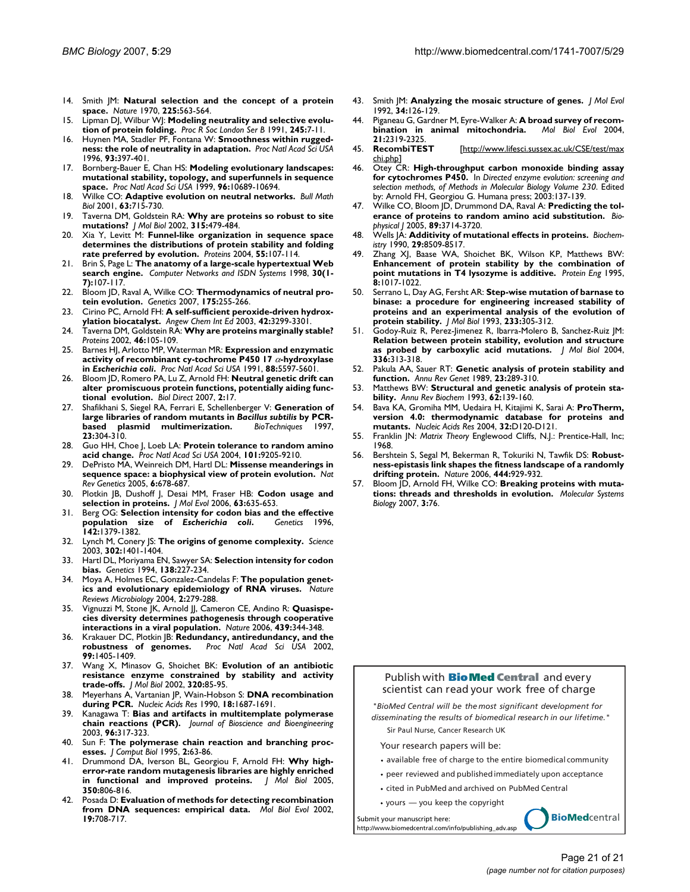14. Smith JM: **Natural selection and the concept of a protein space.** *Nature* 1970, **225:**563-564.
15. Lipman DJ, Wilbur WJ: **Modeling neutrality and selective evolution of protein folding.** *Proc R Soc London Ser B* 1991, **245:**7-11.
16. Huynen MA, Stadler PF, Fontana W: **Smoothness within ruggedness: the role of neutrality in adaptation.** *Proc Natl Acad Sci USA* 1996, **93:**397-401.
17. Bornberg-Bauer E, Chan HS: **Modeling evolutionary landscapes: mutational stability, topology, and superfunnels in sequence space.** *Proc Natl Acad Sci USA* 1999, **96:**10689-10694.
18. Wilke CO: **Adaptive evolution on neutral networks.** *Bull Math Biol* 2001, **63:**715-730.
19. Taverna DM, Goldstein RA: **Why are proteins so robust to site mutations?** *J Mol Biol* 2002, **315:**479-484.
20. Xia Y, Levitt M: **Funnel-like organization in sequence space determines the distributions of protein stability and folding rate preferred by evolution.** *Proteins* 2004, **55:**107-114.
21. Brin S, Page L: **The anatomy of a large-scale hypertextual Web search engine.** *Computer Networks and ISDN Systems* 1998, **30(1-7):**107-117.
22. Bloom JD, Raval A, Wilke CO: **Thermodynamics of neutral protein evolution.** *Genetics* 2007, **175:**255-266.
23. Cirino PC, Arnold FH: **A self-sufficient peroxide-driven hydroxylation biocatalyst.** *Angew Chem Int Ed* 2003, **42:**3299-3301.
24. Taverna DM, Goldstein RA: **Why are proteins marginally stable?** *Proteins* 2002, **46:**105-109.
25. Barnes HJ, Arlotto MP, Waterman MR: **Expression and enzymatic activity of recombinant cy-tochrome P450 17 $\alpha$-hydroxylase in *Escherichia coli*.** *Proc Natl Acad Sci USA* 1991, **88:**5597-5601.
26. Bloom JD, Romero PA, Lu Z, Arnold FH: **Neutral genetic drift can alter promiscuous protein functions, potentially aiding functional evolution.** *Biol Direct* 2007, **2:**17.
27. Shafikhani S, Siegel RA, Ferrari E, Schellenberger V: **Generation of large libraries of random mutants in *Bacillus subtilis* by PCR-based plasmid multimerization.** *BioTechniques* 1997, **23:**304-310.
28. Guo HH, Choe J, Loeb LA: **Protein tolerance to random amino acid change.** *Proc Natl Acad Sci USA* 2004, **101:**9205-9210.
29. DePristo MA, Weinreich DM, Hartl DL: **Missense meanderings in sequence space: a biophysical view of protein evolution.** *Nat Rev Genetics* 2005, **6:**678-687.
30. Plotkin JB, Dushoff J, Desai MM, Fraser HB: **Codon usage and selection in proteins.** *J Mol Evol* 2006, **63:**635-653.
31. Berg OG: **Selection intensity for codon bias and the effective population size of *Escherichia coli*.** *Genetics* 1996, **142:**1379-1382.
32. Lynch M, Conery JS: **The origins of genome complexity.** *Science* 2003, **302:**1401-1404.
33. Hartl DL, Moriyama EN, Sawyer SA: **Selection intensity for codon bias.** *Genetics* 1994, **138:**227-234.
34. Moya A, Holmes EC, Gonzalez-Candelas F: **The population genetics and evolutionary epidemiology of RNA viruses.** *Nature Reviews Microbiology* 2004, **2:**279-288.
35. Vignuzzi M, Stone JK, Arnold JJ, Cameron CE, Andino R: **Quasispecies diversity determines pathogenesis through cooperative interactions in a viral population.** *Nature* 2006, **439:**344-348.
36. Krakauer DC, Plotkin JB: **Redundancy, antiredundancy, and the robustness of genomes.** *Proc Natl Acad Sci USA* 2002, **99:**1405-1409.
37. Wang X, Minasov G, Shoichet BK: **Evolution of an antibiotic resistance enzyme constrained by stability and activity trade-offs.** *J Mol Biol* 2002, **320:**85-95.
38. Meyerhans A, Vartanian JP, Wain-Hobson S: **DNA recombination during PCR.** *Nucleic Acids Res* 1990, **18:**1687-1691.
39. Kanagawa T: **Bias and artifacts in multitemplate polymerase chain reactions (PCR).** *Journal of Bioscience and Bioengineering* 2003, **96:**317-323.
40. Sun F: **The polymerase chain reaction and branching processes.** *J Comput Biol* 1995, **2:**63-86.
41. Drummond DA, Iverson BL, Georgiou F, Arnold FH: **Why high-error-rate random mutagenesis libraries are highly enriched in functional and improved proteins.** *J Mol Biol* 2005, **350:**806-816.
42. Posada D: **Evaluation of methods for detecting recombination from DNA sequences: empirical data.** *Mol Biol Evol* 2002, **19:**708-717.
43. Smith JM: **Analyzing the mosaic structure of genes.** *J Mol Evol* 1992, **34:**126-129.
44. Piganeau G, Gardner M, Eyre-Walker A: **A broad survey of recombination in animal mitochondria.** *Mol Biol Evol* 2004, **21:**2319-2325.
45. **RecombiTEST** [http://www.lifesci.sussex.ac.uk/CSE/test/maxchi.php]
46. Otey CR: **High-throughput carbon monoxide binding assay for cytochromes P450.** In *Directed enzyme evolution: screening and selection methods, of Methods in Molecular Biology Volume 230*. Edited by: Arnold FH, Georgiou G. Humana press; 2003:137-139.
47. Wilke CO, Bloom JD, Drummond DA, Raval A: **Predicting the tolerance of proteins to random amino acid substitution.** *Biophysical J* 2005, **89:**3714-3720.
48. Wells JA: **Additivity of mutational effects in proteins.** *Biochemistry* 1990, **29:**8509-8517.
49. Zhang XJ, Baase WA, Shoichet BK, Wilson KP, Matthews BW: **Enhancement of protein stability by the combination of point mutations in T4 lysozyme is additive.** *Protein Eng* 1995, **8:**1017-1022.
50. Serrano L, Day AG, Fersht AR: **Step-wise mutation of barnase to binase: a procedure for engineering increased stability of proteins and an experimental analysis of the evolution of protein stability.** *J Mol Biol* 1993, **233:**305-312.
51. Godoy-Ruiz R, Perez-Jimenez R, Ibarra-Molero B, Sanchez-Ruiz JM: **Relation between protein stability, evolution and structure as probed by carboxylic acid mutations.** *J Mol Biol* 2004, **336:**313-318.
52. Pakula AA, Sauer RT: **Genetic analysis of protein stability and function.** *Annu Rev Genet* 1989, **23:**289-310.
53. Matthews BW: **Structural and genetic analysis of protein stability.** *Annu Rev Biochem* 1993, **62:**139-160.
54. Bava KA, Gromiha MM, Uedaira H, Kitajimi K, Sarai A: **ProTherm, version 4.0: thermodynamic database for proteins and mutants.** *Nucleic Acids Res* 2004, **32:**D120-D121.
55. Franklin JN: *Matrix Theory* Englewood Cliffs, N.J.: Prentice-Hall, Inc; 1968.
56. Bershtein S, Segal M, Bekerman R, Tokuriki N, Tawfik DS: **Robustness-epistasis link shapes the fitness landscape of a randomly drifting protein.** *Nature* 2006, **444:**929-932.
57. Bloom JD, Arnold FH, Wilke CO: **Breaking proteins with mutations: threads and thresholds in evolution.** *Molecular Systems Biology* 2007, **3:**76.

Publish with **BioMed Central** and every scientist can read your work free of charge

*"BioMed Central will be the most significant development for disseminating the results of biomedical research in our lifetime."*
Sir Paul Nurse, Cancer Research UK

Your research papers will be:

- available free of charge to the entire biomedical community
- peer reviewed and published immediately upon acceptance
- cited in PubMed and archived on PubMed Central
- yours — you keep the copyright

Submit your manuscript here:
http://www.biomedcentral.com/info/publishing_adv.asp

BioMedcentral